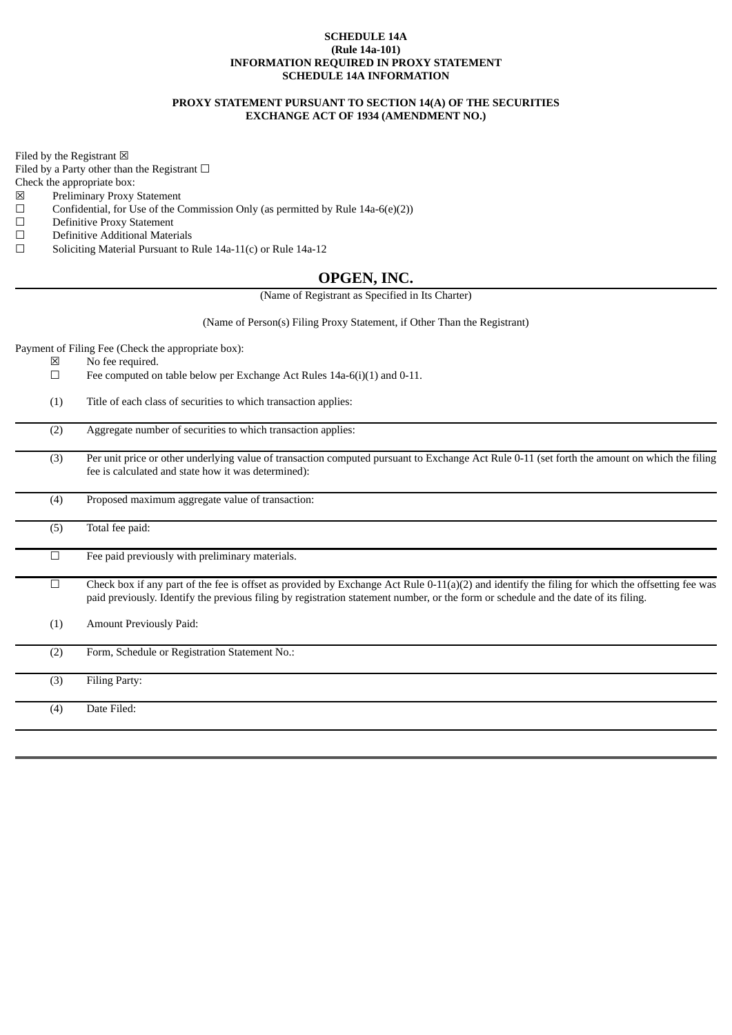**SCHEDULE 14A**
**(Rule 14a-101)**
**INFORMATION REQUIRED IN PROXY STATEMENT**
**SCHEDULE 14A INFORMATION**

**PROXY STATEMENT PURSUANT TO SECTION 14(A) OF THE SECURITIES EXCHANGE ACT OF 1934 (AMENDMENT NO.)**

Filed by the Registrant ☒
Filed by a Party other than the Registrant ☐
Check the appropriate box:

☒ Preliminary Proxy Statement
☐ Confidential, for Use of the Commission Only (as permitted by Rule 14a-6(e)(2))
☐ Definitive Proxy Statement
☐ Definitive Additional Materials
☐ Soliciting Material Pursuant to Rule 14a-11(c) or Rule 14a-12

# OPGEN, INC.

(Name of Registrant as Specified in Its Charter)

(Name of Person(s) Filing Proxy Statement, if Other Than the Registrant)

Payment of Filing Fee (Check the appropriate box):

☒ No fee required.
☐ Fee computed on table below per Exchange Act Rules 14a-6(i)(1) and 0-11.

(1) Title of each class of securities to which transaction applies:

(2) Aggregate number of securities to which transaction applies:

(3) Per unit price or other underlying value of transaction computed pursuant to Exchange Act Rule 0-11 (set forth the amount on which the filing fee is calculated and state how it was determined):

(4) Proposed maximum aggregate value of transaction:

(5) Total fee paid:

☐ Fee paid previously with preliminary materials.

☐ Check box if any part of the fee is offset as provided by Exchange Act Rule 0-11(a)(2) and identify the filing for which the offsetting fee was paid previously. Identify the previous filing by registration statement number, or the form or schedule and the date of its filing.

(1) Amount Previously Paid:

(2) Form, Schedule or Registration Statement No.:

(3) Filing Party:

(4) Date Filed: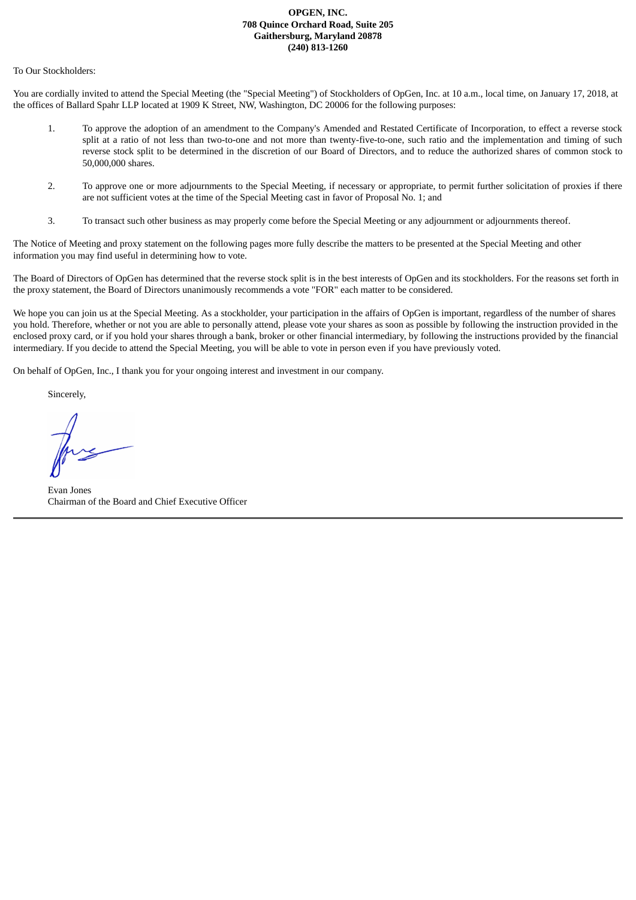**OPGEN, INC.**
**708 Quince Orchard Road, Suite 205**
**Gaithersburg, Maryland 20878**
**(240) 813-1260**

To Our Stockholders:

You are cordially invited to attend the Special Meeting (the "Special Meeting") of Stockholders of OpGen, Inc. at 10 a.m., local time, on January 17, 2018, at the offices of Ballard Spahr LLP located at 1909 K Street, NW, Washington, DC 20006 for the following purposes:

1. To approve the adoption of an amendment to the Company's Amended and Restated Certificate of Incorporation, to effect a reverse stock split at a ratio of not less than two-to-one and not more than twenty-five-to-one, such ratio and the implementation and timing of such reverse stock split to be determined in the discretion of our Board of Directors, and to reduce the authorized shares of common stock to 50,000,000 shares.

2. To approve one or more adjournments to the Special Meeting, if necessary or appropriate, to permit further solicitation of proxies if there are not sufficient votes at the time of the Special Meeting cast in favor of Proposal No. 1; and

3. To transact such other business as may properly come before the Special Meeting or any adjournment or adjournments thereof.

The Notice of Meeting and proxy statement on the following pages more fully describe the matters to be presented at the Special Meeting and other information you may find useful in determining how to vote.

The Board of Directors of OpGen has determined that the reverse stock split is in the best interests of OpGen and its stockholders. For the reasons set forth in the proxy statement, the Board of Directors unanimously recommends a vote "FOR" each matter to be considered.

We hope you can join us at the Special Meeting. As a stockholder, your participation in the affairs of OpGen is important, regardless of the number of shares you hold. Therefore, whether or not you are able to personally attend, please vote your shares as soon as possible by following the instruction provided in the enclosed proxy card, or if you hold your shares through a bank, broker or other financial intermediary, by following the instructions provided by the financial intermediary. If you decide to attend the Special Meeting, you will be able to vote in person even if you have previously voted.

On behalf of OpGen, Inc., I thank you for your ongoing interest and investment in our company.

Sincerely,

Evan Jones
Chairman of the Board and Chief Executive Officer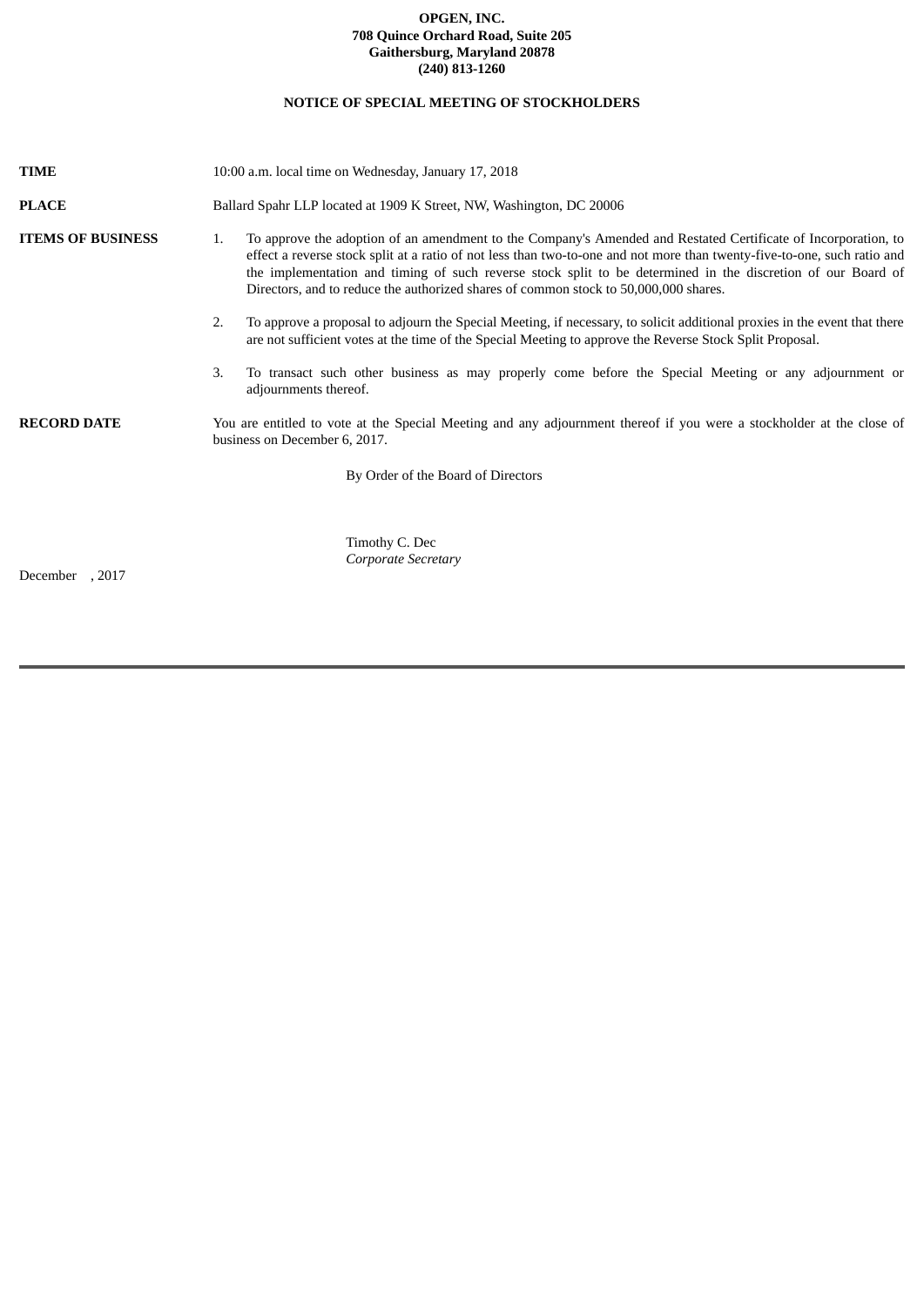**OPGEN, INC.**
**708 Quince Orchard Road, Suite 205**
**Gaithersburg, Maryland 20878**
**(240) 813-1260**

## NOTICE OF SPECIAL MEETING OF STOCKHOLDERS

**TIME**

10:00 a.m. local time on Wednesday, January 17, 2018

**PLACE**

Ballard Spahr LLP located at 1909 K Street, NW, Washington, DC 20006

**ITEMS OF BUSINESS**

1. To approve the adoption of an amendment to the Company's Amended and Restated Certificate of Incorporation, to effect a reverse stock split at a ratio of not less than two-to-one and not more than twenty-five-to-one, such ratio and the implementation and timing of such reverse stock split to be determined in the discretion of our Board of Directors, and to reduce the authorized shares of common stock to 50,000,000 shares.

2. To approve a proposal to adjourn the Special Meeting, if necessary, to solicit additional proxies in the event that there are not sufficient votes at the time of the Special Meeting to approve the Reverse Stock Split Proposal.

3. To transact such other business as may properly come before the Special Meeting or any adjournment or adjournments thereof.

**RECORD DATE**

You are entitled to vote at the Special Meeting and any adjournment thereof if you were a stockholder at the close of business on December 6, 2017.

By Order of the Board of Directors

Timothy C. Dec
*Corporate Secretary*

December , 2017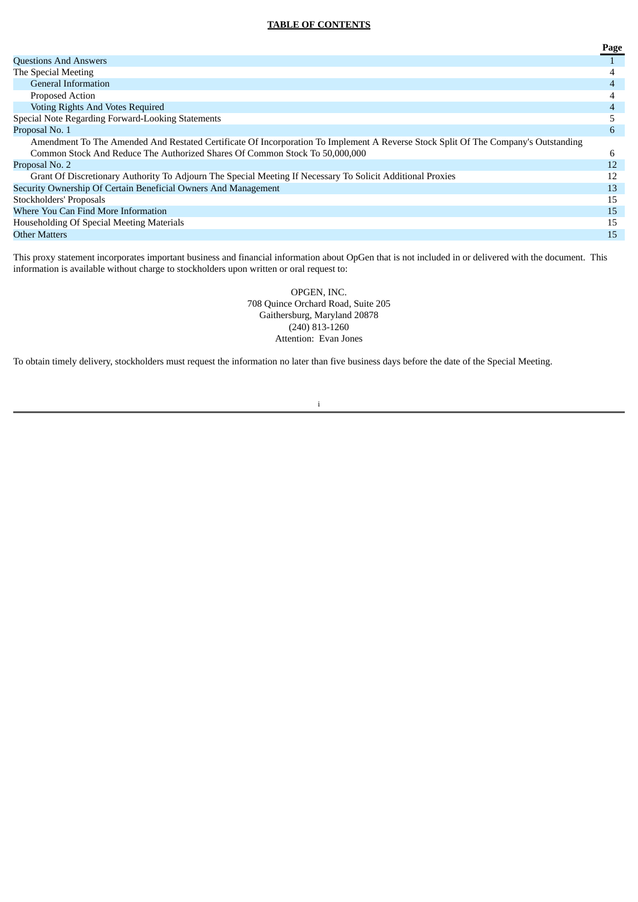**TABLE OF CONTENTS**

| | Page |
|---|---|
| Questions And Answers | 1 |
| The Special Meeting | 4 |
| General Information | 4 |
| Proposed Action | 4 |
| Voting Rights And Votes Required | 4 |
| Special Note Regarding Forward-Looking Statements | 5 |
| Proposal No. 1 | 6 |
| Amendment To The Amended And Restated Certificate Of Incorporation To Implement A Reverse Stock Split Of The Company's Outstanding Common Stock And Reduce The Authorized Shares Of Common Stock To 50,000,000 | 6 |
| Proposal No. 2 | 12 |
| Grant Of Discretionary Authority To Adjourn The Special Meeting If Necessary To Solicit Additional Proxies | 12 |
| Security Ownership Of Certain Beneficial Owners And Management | 13 |
| Stockholders' Proposals | 15 |
| Where You Can Find More Information | 15 |
| Householding Of Special Meeting Materials | 15 |
| Other Matters | 15 |

This proxy statement incorporates important business and financial information about OpGen that is not included in or delivered with the document. This information is available without charge to stockholders upon written or oral request to:

OPGEN, INC.
708 Quince Orchard Road, Suite 205
Gaithersburg, Maryland 20878
(240) 813-1260
Attention: Evan Jones

To obtain timely delivery, stockholders must request the information no later than five business days before the date of the Special Meeting.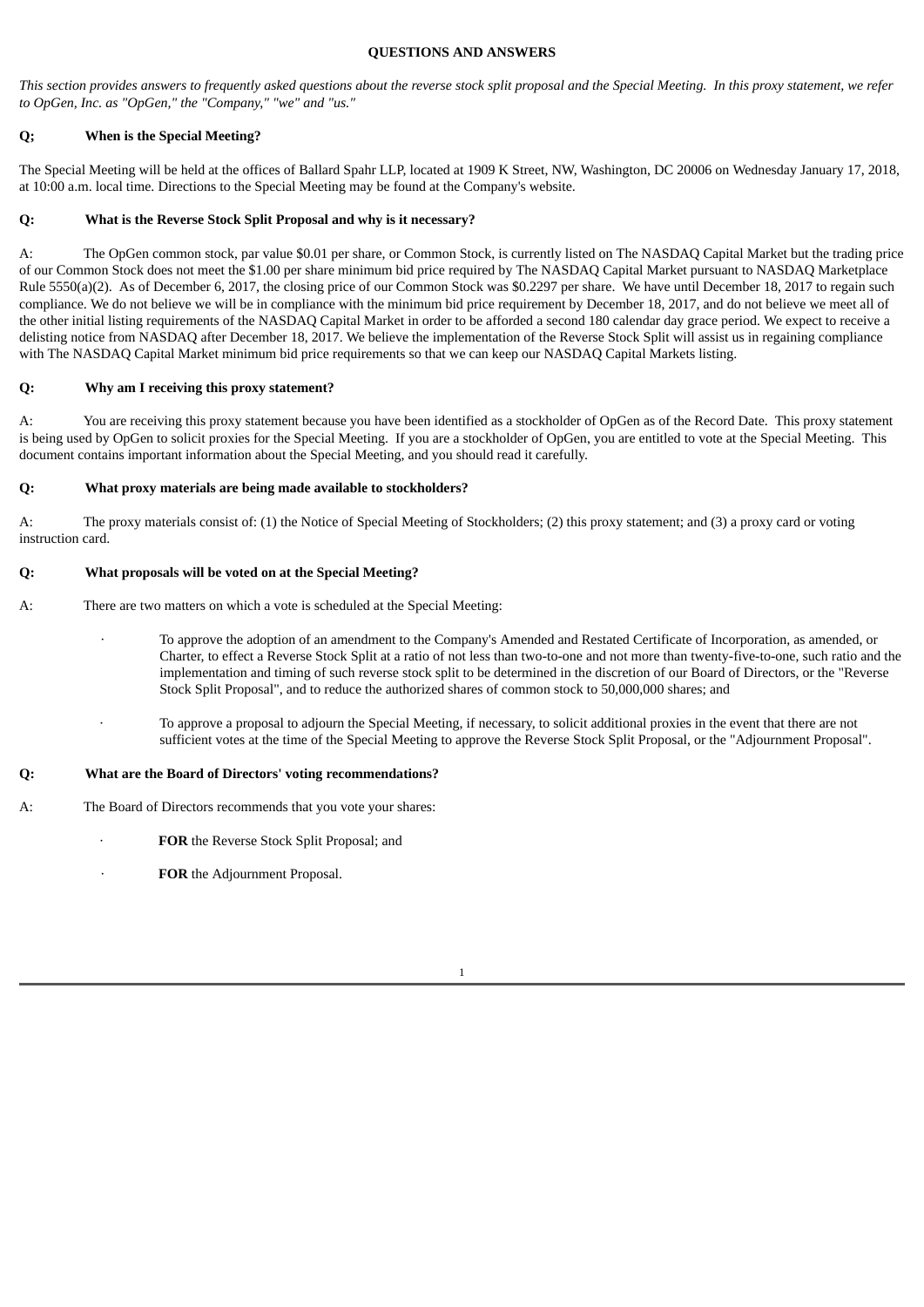**QUESTIONS AND ANSWERS**

*This section provides answers to frequently asked questions about the reverse stock split proposal and the Special Meeting. In this proxy statement, we refer to OpGen, Inc. as "OpGen," the "Company," "we" and "us."*

**Q; When is the Special Meeting?**

The Special Meeting will be held at the offices of Ballard Spahr LLP, located at 1909 K Street, NW, Washington, DC 20006 on Wednesday January 17, 2018, at 10:00 a.m. local time. Directions to the Special Meeting may be found at the Company's website.

**Q: What is the Reverse Stock Split Proposal and why is it necessary?**

A: The OpGen common stock, par value $0.01 per share, or Common Stock, is currently listed on The NASDAQ Capital Market but the trading price of our Common Stock does not meet the $1.00 per share minimum bid price required by The NASDAQ Capital Market pursuant to NASDAQ Marketplace Rule 5550(a)(2). As of December 6, 2017, the closing price of our Common Stock was $0.2297 per share. We have until December 18, 2017 to regain such compliance. We do not believe we will be in compliance with the minimum bid price requirement by December 18, 2017, and do not believe we meet all of the other initial listing requirements of the NASDAQ Capital Market in order to be afforded a second 180 calendar day grace period. We expect to receive a delisting notice from NASDAQ after December 18, 2017. We believe the implementation of the Reverse Stock Split will assist us in regaining compliance with The NASDAQ Capital Market minimum bid price requirements so that we can keep our NASDAQ Capital Markets listing.

**Q: Why am I receiving this proxy statement?**

A: You are receiving this proxy statement because you have been identified as a stockholder of OpGen as of the Record Date. This proxy statement is being used by OpGen to solicit proxies for the Special Meeting. If you are a stockholder of OpGen, you are entitled to vote at the Special Meeting. This document contains important information about the Special Meeting, and you should read it carefully.

**Q: What proxy materials are being made available to stockholders?**

A: The proxy materials consist of: (1) the Notice of Special Meeting of Stockholders; (2) this proxy statement; and (3) a proxy card or voting instruction card.

**Q: What proposals will be voted on at the Special Meeting?**

A: There are two matters on which a vote is scheduled at the Special Meeting:

- To approve the adoption of an amendment to the Company's Amended and Restated Certificate of Incorporation, as amended, or Charter, to effect a Reverse Stock Split at a ratio of not less than two-to-one and not more than twenty-five-to-one, such ratio and the implementation and timing of such reverse stock split to be determined in the discretion of our Board of Directors, or the "Reverse Stock Split Proposal", and to reduce the authorized shares of common stock to 50,000,000 shares; and

- To approve a proposal to adjourn the Special Meeting, if necessary, to solicit additional proxies in the event that there are not sufficient votes at the time of the Special Meeting to approve the Reverse Stock Split Proposal, or the "Adjournment Proposal".

**Q: What are the Board of Directors' voting recommendations?**

A: The Board of Directors recommends that you vote your shares:

- **FOR** the Reverse Stock Split Proposal; and

- **FOR** the Adjournment Proposal.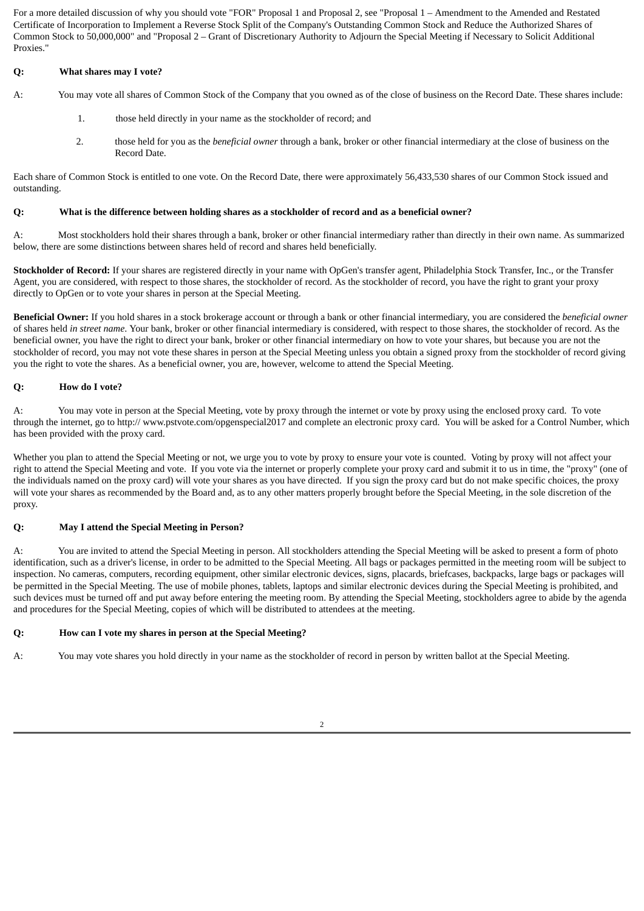For a more detailed discussion of why you should vote "FOR" Proposal 1 and Proposal 2, see "Proposal 1 – Amendment to the Amended and Restated Certificate of Incorporation to Implement a Reverse Stock Split of the Company's Outstanding Common Stock and Reduce the Authorized Shares of Common Stock to 50,000,000" and "Proposal 2 – Grant of Discretionary Authority to Adjourn the Special Meeting if Necessary to Solicit Additional Proxies."

**Q: What shares may I vote?**

A: You may vote all shares of Common Stock of the Company that you owned as of the close of business on the Record Date. These shares include:

1. those held directly in your name as the stockholder of record; and
2. those held for you as the *beneficial owner* through a bank, broker or other financial intermediary at the close of business on the Record Date.

Each share of Common Stock is entitled to one vote. On the Record Date, there were approximately 56,433,530 shares of our Common Stock issued and outstanding.

**Q: What is the difference between holding shares as a stockholder of record and as a beneficial owner?**

A: Most stockholders hold their shares through a bank, broker or other financial intermediary rather than directly in their own name. As summarized below, there are some distinctions between shares held of record and shares held beneficially.

**Stockholder of Record:** If your shares are registered directly in your name with OpGen's transfer agent, Philadelphia Stock Transfer, Inc., or the Transfer Agent, you are considered, with respect to those shares, the stockholder of record. As the stockholder of record, you have the right to grant your proxy directly to OpGen or to vote your shares in person at the Special Meeting.

**Beneficial Owner:** If you hold shares in a stock brokerage account or through a bank or other financial intermediary, you are considered the *beneficial owner* of shares held *in street name*. Your bank, broker or other financial intermediary is considered, with respect to those shares, the stockholder of record. As the beneficial owner, you have the right to direct your bank, broker or other financial intermediary on how to vote your shares, but because you are not the stockholder of record, you may not vote these shares in person at the Special Meeting unless you obtain a signed proxy from the stockholder of record giving you the right to vote the shares. As a beneficial owner, you are, however, welcome to attend the Special Meeting.

**Q: How do I vote?**

A: You may vote in person at the Special Meeting, vote by proxy through the internet or vote by proxy using the enclosed proxy card. To vote through the internet, go to http:// www.pstvote.com/opgenspecial2017 and complete an electronic proxy card. You will be asked for a Control Number, which has been provided with the proxy card.

Whether you plan to attend the Special Meeting or not, we urge you to vote by proxy to ensure your vote is counted. Voting by proxy will not affect your right to attend the Special Meeting and vote. If you vote via the internet or properly complete your proxy card and submit it to us in time, the "proxy" (one of the individuals named on the proxy card) will vote your shares as you have directed. If you sign the proxy card but do not make specific choices, the proxy will vote your shares as recommended by the Board and, as to any other matters properly brought before the Special Meeting, in the sole discretion of the proxy.

**Q: May I attend the Special Meeting in Person?**

A: You are invited to attend the Special Meeting in person. All stockholders attending the Special Meeting will be asked to present a form of photo identification, such as a driver's license, in order to be admitted to the Special Meeting. All bags or packages permitted in the meeting room will be subject to inspection. No cameras, computers, recording equipment, other similar electronic devices, signs, placards, briefcases, backpacks, large bags or packages will be permitted in the Special Meeting. The use of mobile phones, tablets, laptops and similar electronic devices during the Special Meeting is prohibited, and such devices must be turned off and put away before entering the meeting room. By attending the Special Meeting, stockholders agree to abide by the agenda and procedures for the Special Meeting, copies of which will be distributed to attendees at the meeting.

**Q: How can I vote my shares in person at the Special Meeting?**

A: You may vote shares you hold directly in your name as the stockholder of record in person by written ballot at the Special Meeting.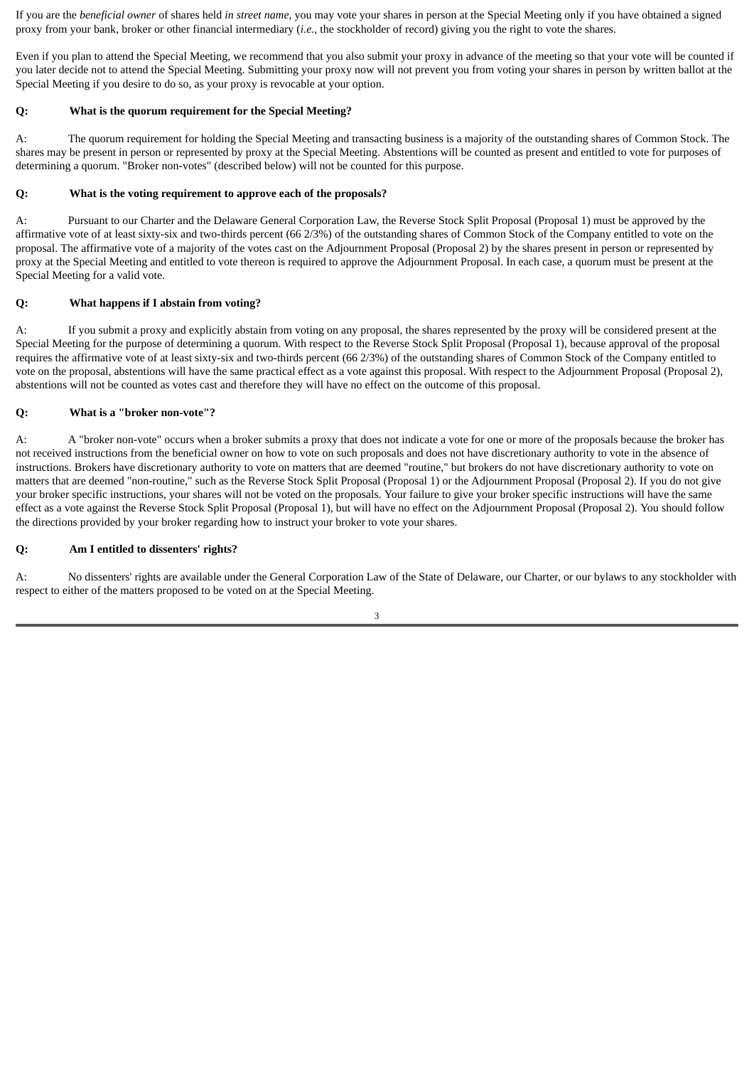If you are the *beneficial owner* of shares held *in street name*, you may vote your shares in person at the Special Meeting only if you have obtained a signed proxy from your bank, broker or other financial intermediary (*i.e.*, the stockholder of record) giving you the right to vote the shares.

Even if you plan to attend the Special Meeting, we recommend that you also submit your proxy in advance of the meeting so that your vote will be counted if you later decide not to attend the Special Meeting. Submitting your proxy now will not prevent you from voting your shares in person by written ballot at the Special Meeting if you desire to do so, as your proxy is revocable at your option.

**Q: What is the quorum requirement for the Special Meeting?**

A: The quorum requirement for holding the Special Meeting and transacting business is a majority of the outstanding shares of Common Stock. The shares may be present in person or represented by proxy at the Special Meeting. Abstentions will be counted as present and entitled to vote for purposes of determining a quorum. "Broker non-votes" (described below) will not be counted for this purpose.

**Q: What is the voting requirement to approve each of the proposals?**

A: Pursuant to our Charter and the Delaware General Corporation Law, the Reverse Stock Split Proposal (Proposal 1) must be approved by the affirmative vote of at least sixty-six and two-thirds percent (66 2/3%) of the outstanding shares of Common Stock of the Company entitled to vote on the proposal. The affirmative vote of a majority of the votes cast on the Adjournment Proposal (Proposal 2) by the shares present in person or represented by proxy at the Special Meeting and entitled to vote thereon is required to approve the Adjournment Proposal. In each case, a quorum must be present at the Special Meeting for a valid vote.

**Q: What happens if I abstain from voting?**

A: If you submit a proxy and explicitly abstain from voting on any proposal, the shares represented by the proxy will be considered present at the Special Meeting for the purpose of determining a quorum. With respect to the Reverse Stock Split Proposal (Proposal 1), because approval of the proposal requires the affirmative vote of at least sixty-six and two-thirds percent (66 2/3%) of the outstanding shares of Common Stock of the Company entitled to vote on the proposal, abstentions will have the same practical effect as a vote against this proposal. With respect to the Adjournment Proposal (Proposal 2), abstentions will not be counted as votes cast and therefore they will have no effect on the outcome of this proposal.

**Q: What is a "broker non-vote"?**

A: A "broker non-vote" occurs when a broker submits a proxy that does not indicate a vote for one or more of the proposals because the broker has not received instructions from the beneficial owner on how to vote on such proposals and does not have discretionary authority to vote in the absence of instructions. Brokers have discretionary authority to vote on matters that are deemed "routine," but brokers do not have discretionary authority to vote on matters that are deemed "non-routine," such as the Reverse Stock Split Proposal (Proposal 1) or the Adjournment Proposal (Proposal 2). If you do not give your broker specific instructions, your shares will not be voted on the proposals. Your failure to give your broker specific instructions will have the same effect as a vote against the Reverse Stock Split Proposal (Proposal 1), but will have no effect on the Adjournment Proposal (Proposal 2). You should follow the directions provided by your broker regarding how to instruct your broker to vote your shares.

**Q: Am I entitled to dissenters' rights?**

A: No dissenters' rights are available under the General Corporation Law of the State of Delaware, our Charter, or our bylaws to any stockholder with respect to either of the matters proposed to be voted on at the Special Meeting.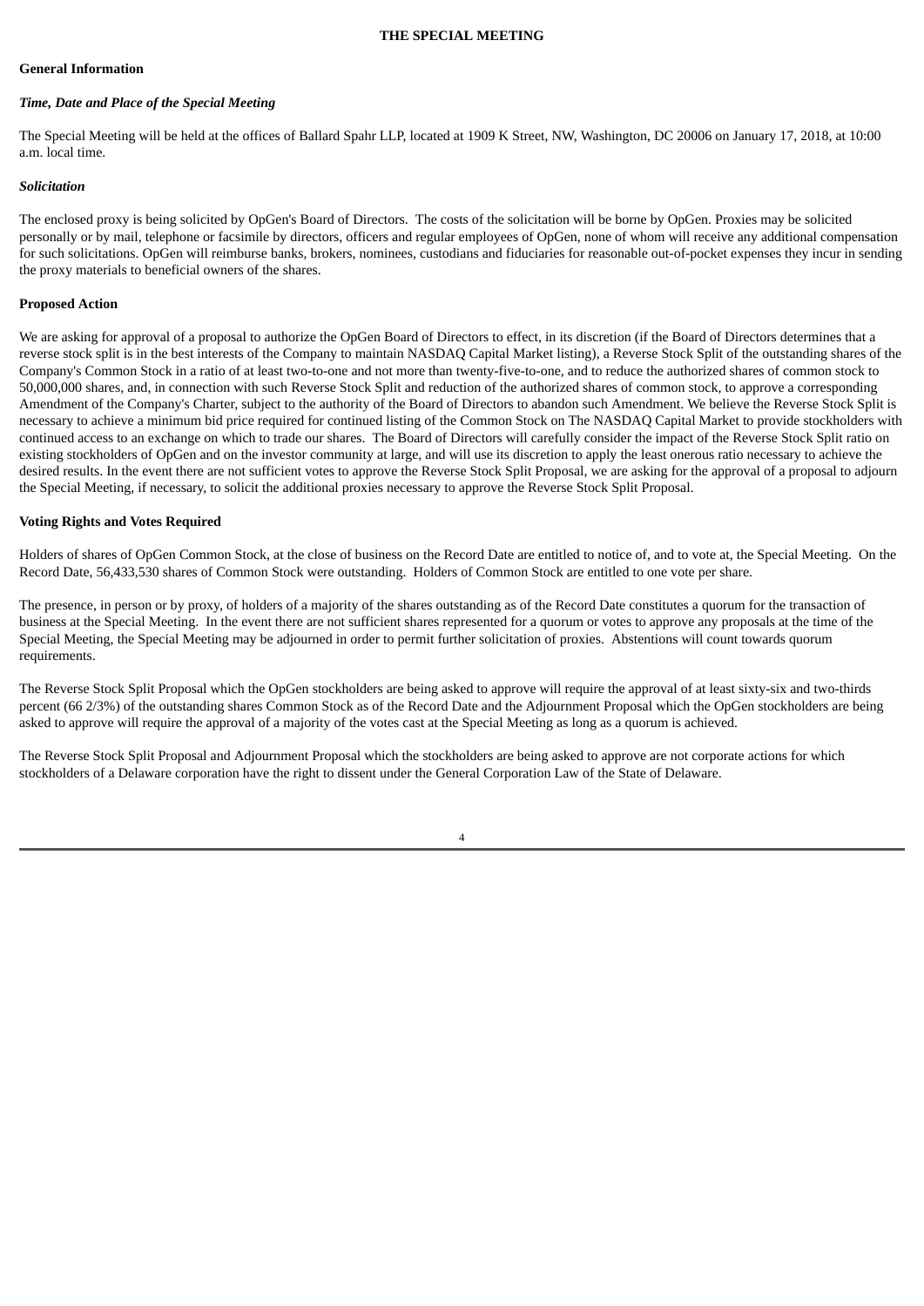## THE SPECIAL MEETING

### General Information

#### *Time, Date and Place of the Special Meeting*

The Special Meeting will be held at the offices of Ballard Spahr LLP, located at 1909 K Street, NW, Washington, DC 20006 on January 17, 2018, at 10:00 a.m. local time.

#### *Solicitation*

The enclosed proxy is being solicited by OpGen's Board of Directors. The costs of the solicitation will be borne by OpGen. Proxies may be solicited personally or by mail, telephone or facsimile by directors, officers and regular employees of OpGen, none of whom will receive any additional compensation for such solicitations. OpGen will reimburse banks, brokers, nominees, custodians and fiduciaries for reasonable out-of-pocket expenses they incur in sending the proxy materials to beneficial owners of the shares.

### Proposed Action

We are asking for approval of a proposal to authorize the OpGen Board of Directors to effect, in its discretion (if the Board of Directors determines that a reverse stock split is in the best interests of the Company to maintain NASDAQ Capital Market listing), a Reverse Stock Split of the outstanding shares of the Company's Common Stock in a ratio of at least two-to-one and not more than twenty-five-to-one, and to reduce the authorized shares of common stock to 50,000,000 shares, and, in connection with such Reverse Stock Split and reduction of the authorized shares of common stock, to approve a corresponding Amendment of the Company's Charter, subject to the authority of the Board of Directors to abandon such Amendment. We believe the Reverse Stock Split is necessary to achieve a minimum bid price required for continued listing of the Common Stock on The NASDAQ Capital Market to provide stockholders with continued access to an exchange on which to trade our shares. The Board of Directors will carefully consider the impact of the Reverse Stock Split ratio on existing stockholders of OpGen and on the investor community at large, and will use its discretion to apply the least onerous ratio necessary to achieve the desired results. In the event there are not sufficient votes to approve the Reverse Stock Split Proposal, we are asking for the approval of a proposal to adjourn the Special Meeting, if necessary, to solicit the additional proxies necessary to approve the Reverse Stock Split Proposal.

### Voting Rights and Votes Required

Holders of shares of OpGen Common Stock, at the close of business on the Record Date are entitled to notice of, and to vote at, the Special Meeting. On the Record Date, 56,433,530 shares of Common Stock were outstanding. Holders of Common Stock are entitled to one vote per share.

The presence, in person or by proxy, of holders of a majority of the shares outstanding as of the Record Date constitutes a quorum for the transaction of business at the Special Meeting. In the event there are not sufficient shares represented for a quorum or votes to approve any proposals at the time of the Special Meeting, the Special Meeting may be adjourned in order to permit further solicitation of proxies. Abstentions will count towards quorum requirements.

The Reverse Stock Split Proposal which the OpGen stockholders are being asked to approve will require the approval of at least sixty-six and two-thirds percent (66 2/3%) of the outstanding shares Common Stock as of the Record Date and the Adjournment Proposal which the OpGen stockholders are being asked to approve will require the approval of a majority of the votes cast at the Special Meeting as long as a quorum is achieved.

The Reverse Stock Split Proposal and Adjournment Proposal which the stockholders are being asked to approve are not corporate actions for which stockholders of a Delaware corporation have the right to dissent under the General Corporation Law of the State of Delaware.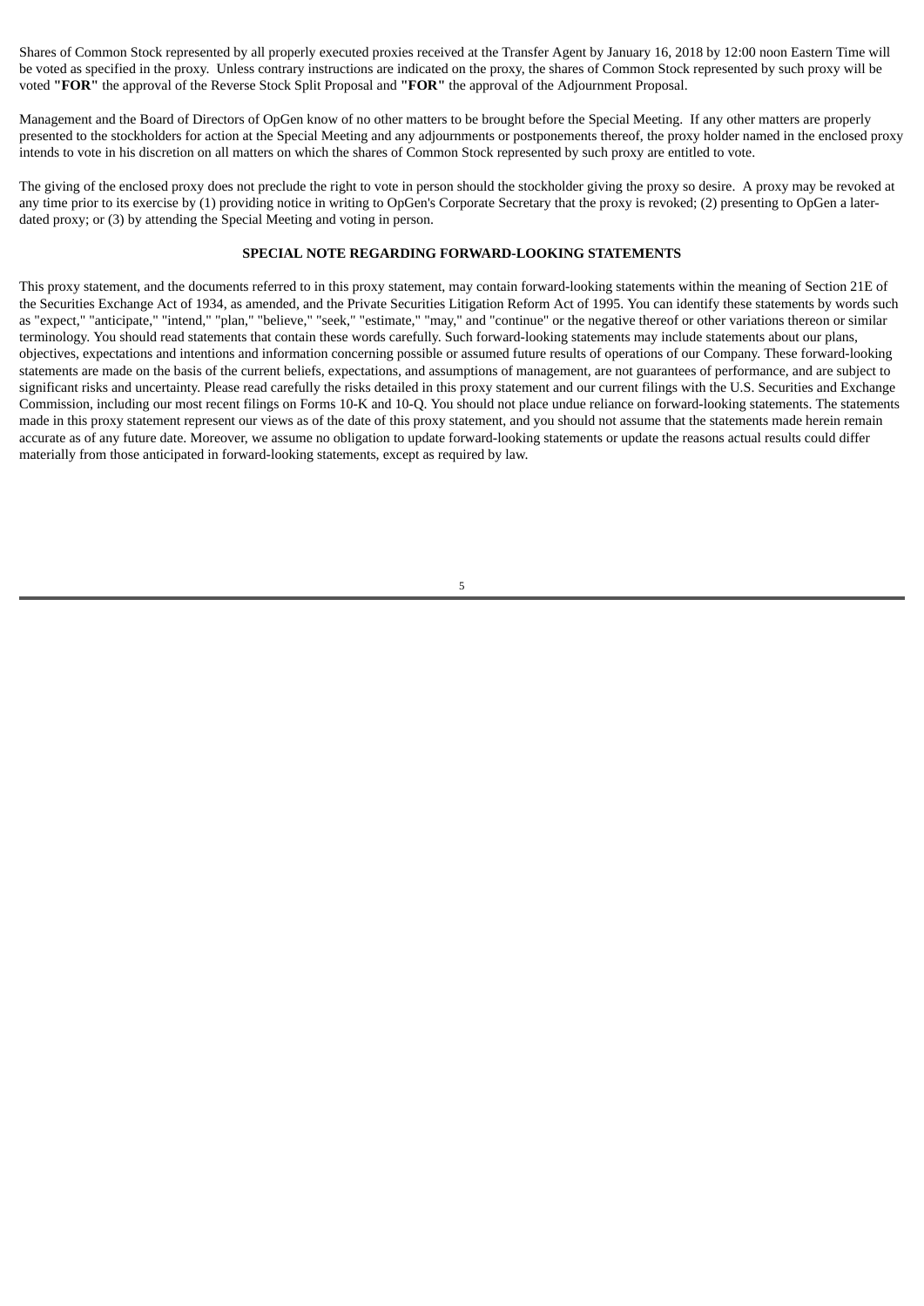Shares of Common Stock represented by all properly executed proxies received at the Transfer Agent by January 16, 2018 by 12:00 noon Eastern Time will be voted as specified in the proxy. Unless contrary instructions are indicated on the proxy, the shares of Common Stock represented by such proxy will be voted **"FOR"** the approval of the Reverse Stock Split Proposal and **"FOR"** the approval of the Adjournment Proposal.

Management and the Board of Directors of OpGen know of no other matters to be brought before the Special Meeting. If any other matters are properly presented to the stockholders for action at the Special Meeting and any adjournments or postponements thereof, the proxy holder named in the enclosed proxy intends to vote in his discretion on all matters on which the shares of Common Stock represented by such proxy are entitled to vote.

The giving of the enclosed proxy does not preclude the right to vote in person should the stockholder giving the proxy so desire. A proxy may be revoked at any time prior to its exercise by (1) providing notice in writing to OpGen's Corporate Secretary that the proxy is revoked; (2) presenting to OpGen a later-dated proxy; or (3) by attending the Special Meeting and voting in person.

## SPECIAL NOTE REGARDING FORWARD-LOOKING STATEMENTS

This proxy statement, and the documents referred to in this proxy statement, may contain forward-looking statements within the meaning of Section 21E of the Securities Exchange Act of 1934, as amended, and the Private Securities Litigation Reform Act of 1995. You can identify these statements by words such as "expect," "anticipate," "intend," "plan," "believe," "seek," "estimate," "may," and "continue" or the negative thereof or other variations thereon or similar terminology. You should read statements that contain these words carefully. Such forward-looking statements may include statements about our plans, objectives, expectations and intentions and information concerning possible or assumed future results of operations of our Company. These forward-looking statements are made on the basis of the current beliefs, expectations, and assumptions of management, are not guarantees of performance, and are subject to significant risks and uncertainty. Please read carefully the risks detailed in this proxy statement and our current filings with the U.S. Securities and Exchange Commission, including our most recent filings on Forms 10-K and 10-Q. You should not place undue reliance on forward-looking statements. The statements made in this proxy statement represent our views as of the date of this proxy statement, and you should not assume that the statements made herein remain accurate as of any future date. Moreover, we assume no obligation to update forward-looking statements or update the reasons actual results could differ materially from those anticipated in forward-looking statements, except as required by law.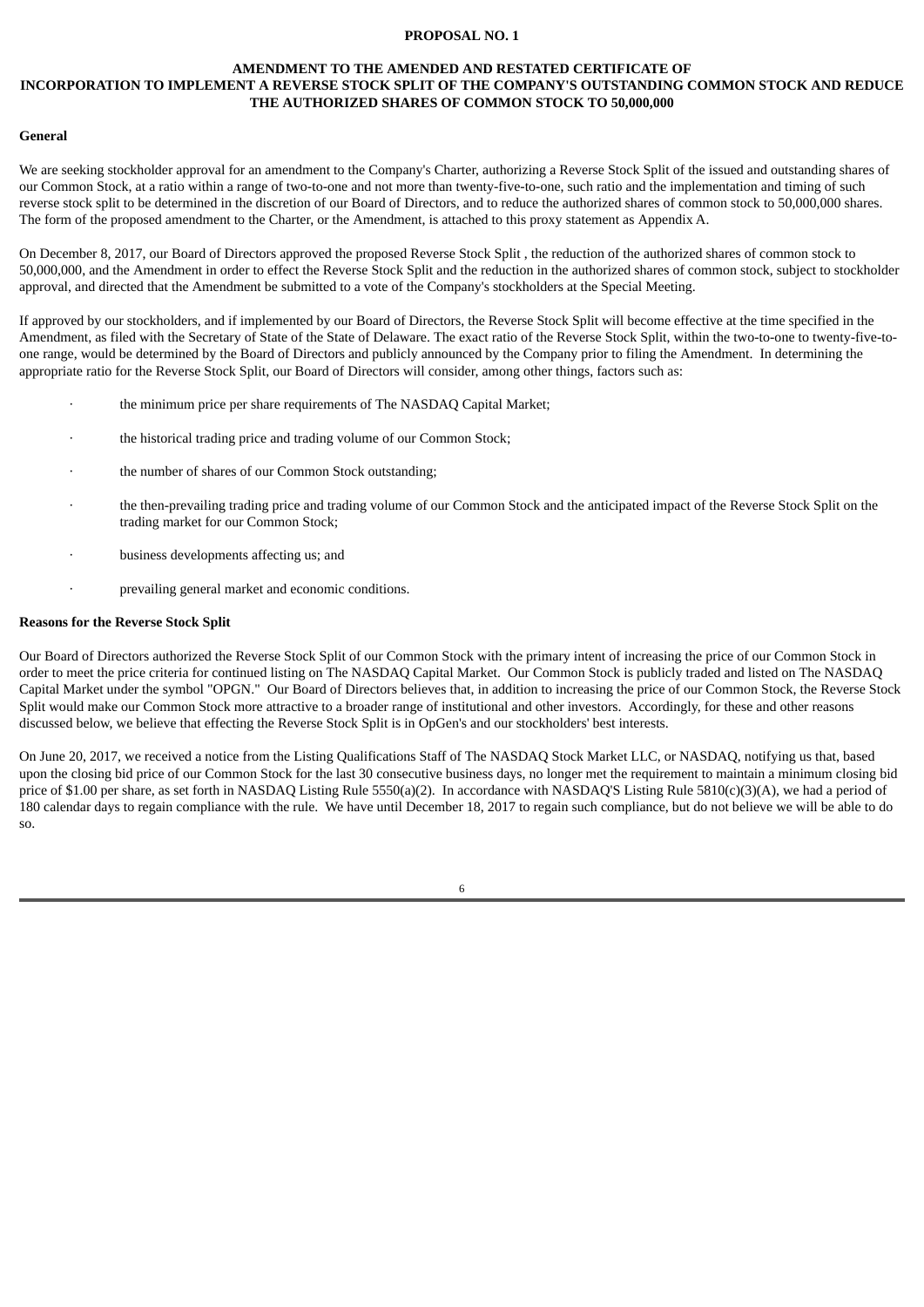## PROPOSAL NO. 1

## AMENDMENT TO THE AMENDED AND RESTATED CERTIFICATE OF INCORPORATION TO IMPLEMENT A REVERSE STOCK SPLIT OF THE COMPANY'S OUTSTANDING COMMON STOCK AND REDUCE THE AUTHORIZED SHARES OF COMMON STOCK TO 50,000,000

**General**

We are seeking stockholder approval for an amendment to the Company's Charter, authorizing a Reverse Stock Split of the issued and outstanding shares of our Common Stock, at a ratio within a range of two-to-one and not more than twenty-five-to-one, such ratio and the implementation and timing of such reverse stock split to be determined in the discretion of our Board of Directors, and to reduce the authorized shares of common stock to 50,000,000 shares. The form of the proposed amendment to the Charter, or the Amendment, is attached to this proxy statement as Appendix A.

On December 8, 2017, our Board of Directors approved the proposed Reverse Stock Split , the reduction of the authorized shares of common stock to 50,000,000, and the Amendment in order to effect the Reverse Stock Split and the reduction in the authorized shares of common stock, subject to stockholder approval, and directed that the Amendment be submitted to a vote of the Company's stockholders at the Special Meeting.

If approved by our stockholders, and if implemented by our Board of Directors, the Reverse Stock Split will become effective at the time specified in the Amendment, as filed with the Secretary of State of the State of Delaware. The exact ratio of the Reverse Stock Split, within the two-to-one to twenty-five-to-one range, would be determined by the Board of Directors and publicly announced by the Company prior to filing the Amendment. In determining the appropriate ratio for the Reverse Stock Split, our Board of Directors will consider, among other things, factors such as:

- the minimum price per share requirements of The NASDAQ Capital Market;
- the historical trading price and trading volume of our Common Stock;
- the number of shares of our Common Stock outstanding;
- the then-prevailing trading price and trading volume of our Common Stock and the anticipated impact of the Reverse Stock Split on the trading market for our Common Stock;
- business developments affecting us; and
- prevailing general market and economic conditions.

**Reasons for the Reverse Stock Split**

Our Board of Directors authorized the Reverse Stock Split of our Common Stock with the primary intent of increasing the price of our Common Stock in order to meet the price criteria for continued listing on The NASDAQ Capital Market. Our Common Stock is publicly traded and listed on The NASDAQ Capital Market under the symbol "OPGN." Our Board of Directors believes that, in addition to increasing the price of our Common Stock, the Reverse Stock Split would make our Common Stock more attractive to a broader range of institutional and other investors. Accordingly, for these and other reasons discussed below, we believe that effecting the Reverse Stock Split is in OpGen's and our stockholders' best interests.

On June 20, 2017, we received a notice from the Listing Qualifications Staff of The NASDAQ Stock Market LLC, or NASDAQ, notifying us that, based upon the closing bid price of our Common Stock for the last 30 consecutive business days, no longer met the requirement to maintain a minimum closing bid price of $1.00 per share, as set forth in NASDAQ Listing Rule 5550(a)(2). In accordance with NASDAQ'S Listing Rule 5810(c)(3)(A), we had a period of 180 calendar days to regain compliance with the rule. We have until December 18, 2017 to regain such compliance, but do not believe we will be able to do so.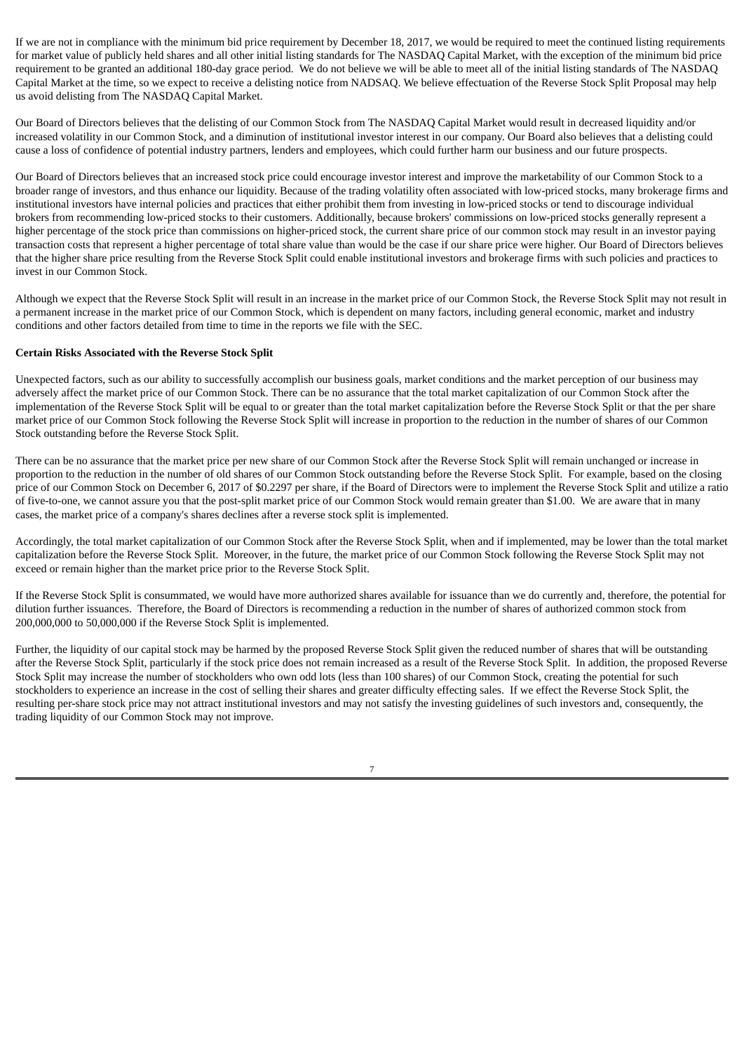If we are not in compliance with the minimum bid price requirement by December 18, 2017, we would be required to meet the continued listing requirements for market value of publicly held shares and all other initial listing standards for The NASDAQ Capital Market, with the exception of the minimum bid price requirement to be granted an additional 180-day grace period. We do not believe we will be able to meet all of the initial listing standards of The NASDAQ Capital Market at the time, so we expect to receive a delisting notice from NADSAQ. We believe effectuation of the Reverse Stock Split Proposal may help us avoid delisting from The NASDAQ Capital Market.

Our Board of Directors believes that the delisting of our Common Stock from The NASDAQ Capital Market would result in decreased liquidity and/or increased volatility in our Common Stock, and a diminution of institutional investor interest in our company. Our Board also believes that a delisting could cause a loss of confidence of potential industry partners, lenders and employees, which could further harm our business and our future prospects.

Our Board of Directors believes that an increased stock price could encourage investor interest and improve the marketability of our Common Stock to a broader range of investors, and thus enhance our liquidity. Because of the trading volatility often associated with low-priced stocks, many brokerage firms and institutional investors have internal policies and practices that either prohibit them from investing in low-priced stocks or tend to discourage individual brokers from recommending low-priced stocks to their customers. Additionally, because brokers' commissions on low-priced stocks generally represent a higher percentage of the stock price than commissions on higher-priced stock, the current share price of our common stock may result in an investor paying transaction costs that represent a higher percentage of total share value than would be the case if our share price were higher. Our Board of Directors believes that the higher share price resulting from the Reverse Stock Split could enable institutional investors and brokerage firms with such policies and practices to invest in our Common Stock.

Although we expect that the Reverse Stock Split will result in an increase in the market price of our Common Stock, the Reverse Stock Split may not result in a permanent increase in the market price of our Common Stock, which is dependent on many factors, including general economic, market and industry conditions and other factors detailed from time to time in the reports we file with the SEC.

**Certain Risks Associated with the Reverse Stock Split**

Unexpected factors, such as our ability to successfully accomplish our business goals, market conditions and the market perception of our business may adversely affect the market price of our Common Stock. There can be no assurance that the total market capitalization of our Common Stock after the implementation of the Reverse Stock Split will be equal to or greater than the total market capitalization before the Reverse Stock Split or that the per share market price of our Common Stock following the Reverse Stock Split will increase in proportion to the reduction in the number of shares of our Common Stock outstanding before the Reverse Stock Split.

There can be no assurance that the market price per new share of our Common Stock after the Reverse Stock Split will remain unchanged or increase in proportion to the reduction in the number of old shares of our Common Stock outstanding before the Reverse Stock Split. For example, based on the closing price of our Common Stock on December 6, 2017 of $0.2297 per share, if the Board of Directors were to implement the Reverse Stock Split and utilize a ratio of five-to-one, we cannot assure you that the post-split market price of our Common Stock would remain greater than $1.00. We are aware that in many cases, the market price of a company's shares declines after a reverse stock split is implemented.

Accordingly, the total market capitalization of our Common Stock after the Reverse Stock Split, when and if implemented, may be lower than the total market capitalization before the Reverse Stock Split. Moreover, in the future, the market price of our Common Stock following the Reverse Stock Split may not exceed or remain higher than the market price prior to the Reverse Stock Split.

If the Reverse Stock Split is consummated, we would have more authorized shares available for issuance than we do currently and, therefore, the potential for dilution further issuances. Therefore, the Board of Directors is recommending a reduction in the number of shares of authorized common stock from 200,000,000 to 50,000,000 if the Reverse Stock Split is implemented.

Further, the liquidity of our capital stock may be harmed by the proposed Reverse Stock Split given the reduced number of shares that will be outstanding after the Reverse Stock Split, particularly if the stock price does not remain increased as a result of the Reverse Stock Split. In addition, the proposed Reverse Stock Split may increase the number of stockholders who own odd lots (less than 100 shares) of our Common Stock, creating the potential for such stockholders to experience an increase in the cost of selling their shares and greater difficulty effecting sales. If we effect the Reverse Stock Split, the resulting per-share stock price may not attract institutional investors and may not satisfy the investing guidelines of such investors and, consequently, the trading liquidity of our Common Stock may not improve.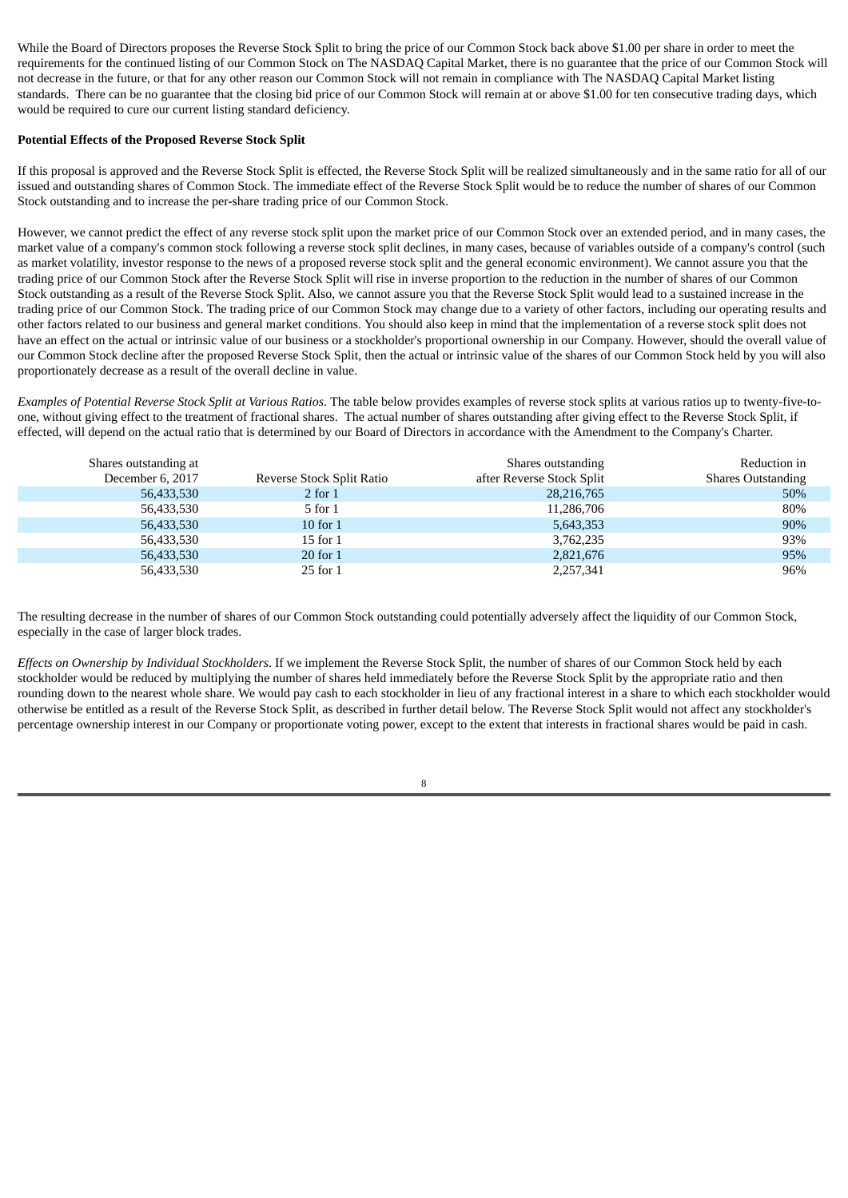While the Board of Directors proposes the Reverse Stock Split to bring the price of our Common Stock back above $1.00 per share in order to meet the requirements for the continued listing of our Common Stock on The NASDAQ Capital Market, there is no guarantee that the price of our Common Stock will not decrease in the future, or that for any other reason our Common Stock will not remain in compliance with The NASDAQ Capital Market listing standards. There can be no guarantee that the closing bid price of our Common Stock will remain at or above $1.00 for ten consecutive trading days, which would be required to cure our current listing standard deficiency.

**Potential Effects of the Proposed Reverse Stock Split**

If this proposal is approved and the Reverse Stock Split is effected, the Reverse Stock Split will be realized simultaneously and in the same ratio for all of our issued and outstanding shares of Common Stock. The immediate effect of the Reverse Stock Split would be to reduce the number of shares of our Common Stock outstanding and to increase the per-share trading price of our Common Stock.

However, we cannot predict the effect of any reverse stock split upon the market price of our Common Stock over an extended period, and in many cases, the market value of a company's common stock following a reverse stock split declines, in many cases, because of variables outside of a company's control (such as market volatility, investor response to the news of a proposed reverse stock split and the general economic environment). We cannot assure you that the trading price of our Common Stock after the Reverse Stock Split will rise in inverse proportion to the reduction in the number of shares of our Common Stock outstanding as a result of the Reverse Stock Split. Also, we cannot assure you that the Reverse Stock Split would lead to a sustained increase in the trading price of our Common Stock. The trading price of our Common Stock may change due to a variety of other factors, including our operating results and other factors related to our business and general market conditions. You should also keep in mind that the implementation of a reverse stock split does not have an effect on the actual or intrinsic value of our business or a stockholder's proportional ownership in our Company. However, should the overall value of our Common Stock decline after the proposed Reverse Stock Split, then the actual or intrinsic value of the shares of our Common Stock held by you will also proportionately decrease as a result of the overall decline in value.

*Examples of Potential Reverse Stock Split at Various Ratios*. The table below provides examples of reverse stock splits at various ratios up to twenty-five-to-one, without giving effect to the treatment of fractional shares. The actual number of shares outstanding after giving effect to the Reverse Stock Split, if effected, will depend on the actual ratio that is determined by our Board of Directors in accordance with the Amendment to the Company's Charter.

| Shares outstanding at December 6, 2017 | Reverse Stock Split Ratio | Shares outstanding after Reverse Stock Split | Reduction in Shares Outstanding |
|---|---|---|---|
| 56,433,530 | 2 for 1 | 28,216,765 | 50% |
| 56,433,530 | 5 for 1 | 11,286,706 | 80% |
| 56,433,530 | 10 for 1 | 5,643,353 | 90% |
| 56,433,530 | 15 for 1 | 3,762,235 | 93% |
| 56,433,530 | 20 for 1 | 2,821,676 | 95% |
| 56,433,530 | 25 for 1 | 2,257,341 | 96% |

The resulting decrease in the number of shares of our Common Stock outstanding could potentially adversely affect the liquidity of our Common Stock, especially in the case of larger block trades.

*Effects on Ownership by Individual Stockholders*. If we implement the Reverse Stock Split, the number of shares of our Common Stock held by each stockholder would be reduced by multiplying the number of shares held immediately before the Reverse Stock Split by the appropriate ratio and then rounding down to the nearest whole share. We would pay cash to each stockholder in lieu of any fractional interest in a share to which each stockholder would otherwise be entitled as a result of the Reverse Stock Split, as described in further detail below. The Reverse Stock Split would not affect any stockholder's percentage ownership interest in our Company or proportionate voting power, except to the extent that interests in fractional shares would be paid in cash.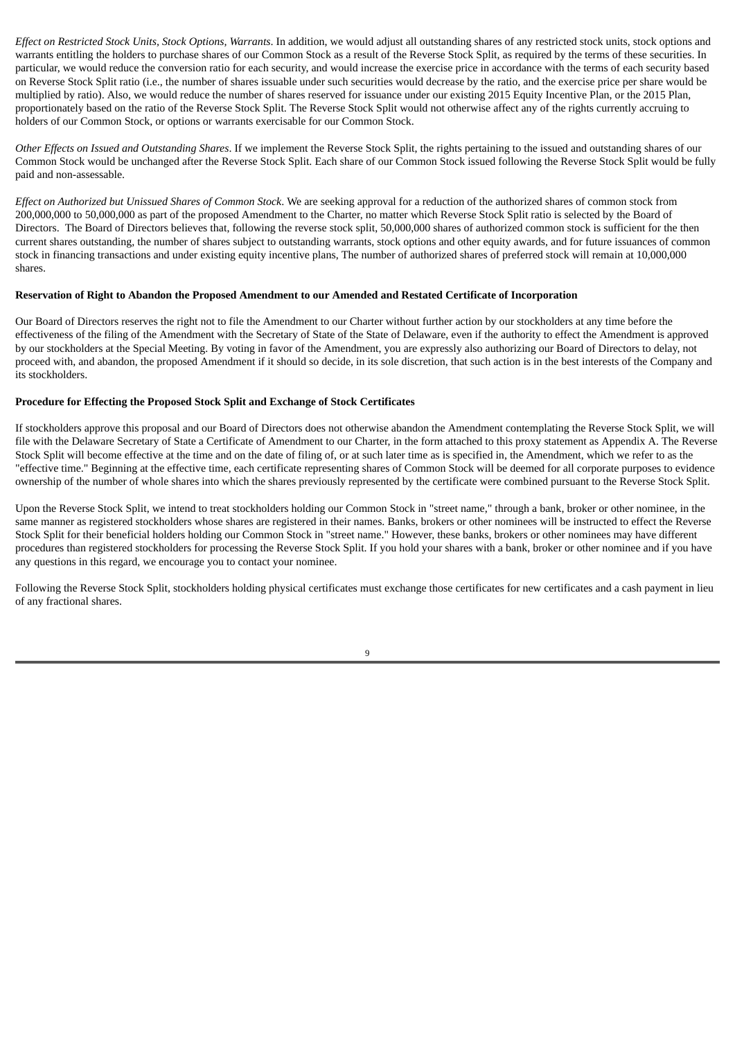*Effect on Restricted Stock Units, Stock Options, Warrants*. In addition, we would adjust all outstanding shares of any restricted stock units, stock options and warrants entitling the holders to purchase shares of our Common Stock as a result of the Reverse Stock Split, as required by the terms of these securities. In particular, we would reduce the conversion ratio for each security, and would increase the exercise price in accordance with the terms of each security based on Reverse Stock Split ratio (i.e., the number of shares issuable under such securities would decrease by the ratio, and the exercise price per share would be multiplied by ratio). Also, we would reduce the number of shares reserved for issuance under our existing 2015 Equity Incentive Plan, or the 2015 Plan, proportionately based on the ratio of the Reverse Stock Split. The Reverse Stock Split would not otherwise affect any of the rights currently accruing to holders of our Common Stock, or options or warrants exercisable for our Common Stock.

*Other Effects on Issued and Outstanding Shares*. If we implement the Reverse Stock Split, the rights pertaining to the issued and outstanding shares of our Common Stock would be unchanged after the Reverse Stock Split. Each share of our Common Stock issued following the Reverse Stock Split would be fully paid and non-assessable.

*Effect on Authorized but Unissued Shares of Common Stock*. We are seeking approval for a reduction of the authorized shares of common stock from 200,000,000 to 50,000,000 as part of the proposed Amendment to the Charter, no matter which Reverse Stock Split ratio is selected by the Board of Directors. The Board of Directors believes that, following the reverse stock split, 50,000,000 shares of authorized common stock is sufficient for the then current shares outstanding, the number of shares subject to outstanding warrants, stock options and other equity awards, and for future issuances of common stock in financing transactions and under existing equity incentive plans, The number of authorized shares of preferred stock will remain at 10,000,000 shares.

**Reservation of Right to Abandon the Proposed Amendment to our Amended and Restated Certificate of Incorporation**

Our Board of Directors reserves the right not to file the Amendment to our Charter without further action by our stockholders at any time before the effectiveness of the filing of the Amendment with the Secretary of State of the State of Delaware, even if the authority to effect the Amendment is approved by our stockholders at the Special Meeting. By voting in favor of the Amendment, you are expressly also authorizing our Board of Directors to delay, not proceed with, and abandon, the proposed Amendment if it should so decide, in its sole discretion, that such action is in the best interests of the Company and its stockholders.

**Procedure for Effecting the Proposed Stock Split and Exchange of Stock Certificates**

If stockholders approve this proposal and our Board of Directors does not otherwise abandon the Amendment contemplating the Reverse Stock Split, we will file with the Delaware Secretary of State a Certificate of Amendment to our Charter, in the form attached to this proxy statement as Appendix A. The Reverse Stock Split will become effective at the time and on the date of filing of, or at such later time as is specified in, the Amendment, which we refer to as the "effective time." Beginning at the effective time, each certificate representing shares of Common Stock will be deemed for all corporate purposes to evidence ownership of the number of whole shares into which the shares previously represented by the certificate were combined pursuant to the Reverse Stock Split.

Upon the Reverse Stock Split, we intend to treat stockholders holding our Common Stock in "street name," through a bank, broker or other nominee, in the same manner as registered stockholders whose shares are registered in their names. Banks, brokers or other nominees will be instructed to effect the Reverse Stock Split for their beneficial holders holding our Common Stock in "street name." However, these banks, brokers or other nominees may have different procedures than registered stockholders for processing the Reverse Stock Split. If you hold your shares with a bank, broker or other nominee and if you have any questions in this regard, we encourage you to contact your nominee.

Following the Reverse Stock Split, stockholders holding physical certificates must exchange those certificates for new certificates and a cash payment in lieu of any fractional shares.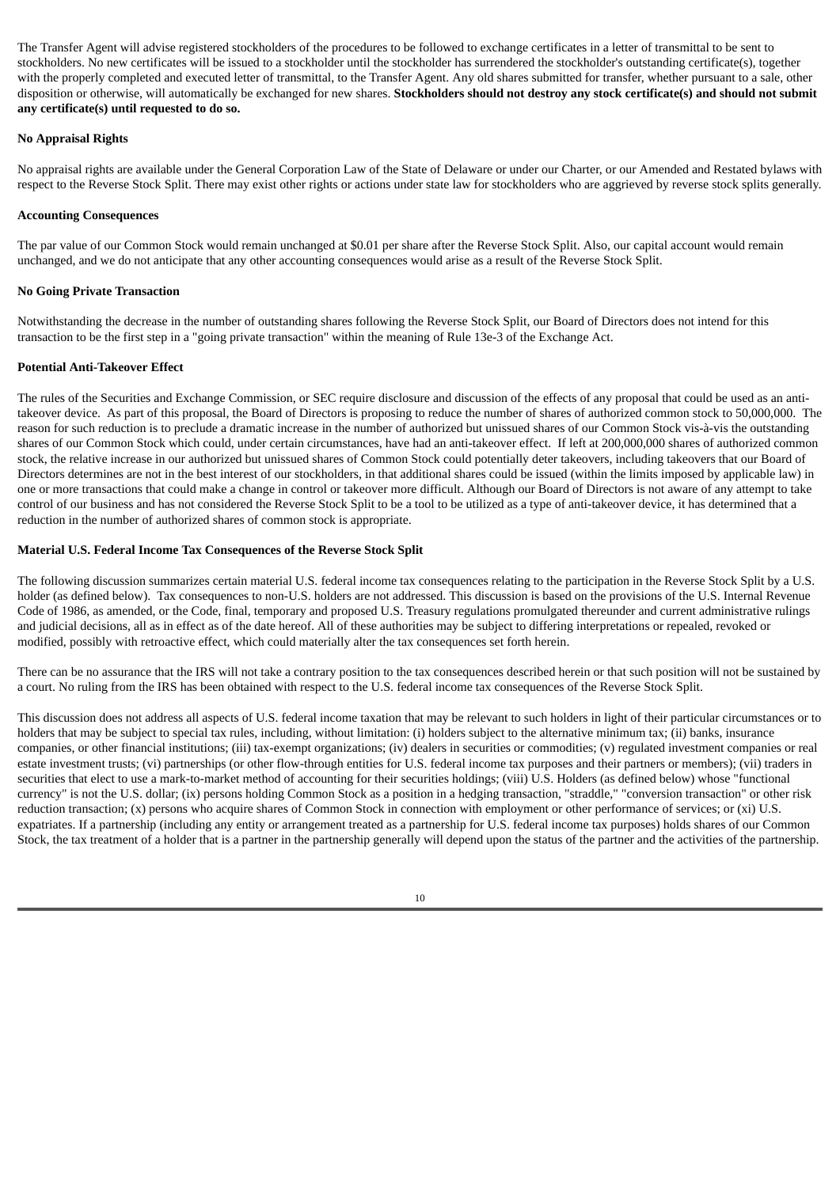The Transfer Agent will advise registered stockholders of the procedures to be followed to exchange certificates in a letter of transmittal to be sent to stockholders. No new certificates will be issued to a stockholder until the stockholder has surrendered the stockholder's outstanding certificate(s), together with the properly completed and executed letter of transmittal, to the Transfer Agent. Any old shares submitted for transfer, whether pursuant to a sale, other disposition or otherwise, will automatically be exchanged for new shares. **Stockholders should not destroy any stock certificate(s) and should not submit any certificate(s) until requested to do so.**

**No Appraisal Rights**

No appraisal rights are available under the General Corporation Law of the State of Delaware or under our Charter, or our Amended and Restated bylaws with respect to the Reverse Stock Split. There may exist other rights or actions under state law for stockholders who are aggrieved by reverse stock splits generally.

**Accounting Consequences**

The par value of our Common Stock would remain unchanged at $0.01 per share after the Reverse Stock Split. Also, our capital account would remain unchanged, and we do not anticipate that any other accounting consequences would arise as a result of the Reverse Stock Split.

**No Going Private Transaction**

Notwithstanding the decrease in the number of outstanding shares following the Reverse Stock Split, our Board of Directors does not intend for this transaction to be the first step in a "going private transaction" within the meaning of Rule 13e-3 of the Exchange Act.

**Potential Anti-Takeover Effect**

The rules of the Securities and Exchange Commission, or SEC require disclosure and discussion of the effects of any proposal that could be used as an anti-takeover device. As part of this proposal, the Board of Directors is proposing to reduce the number of shares of authorized common stock to 50,000,000. The reason for such reduction is to preclude a dramatic increase in the number of authorized but unissued shares of our Common Stock vis-à-vis the outstanding shares of our Common Stock which could, under certain circumstances, have had an anti-takeover effect. If left at 200,000,000 shares of authorized common stock, the relative increase in our authorized but unissued shares of Common Stock could potentially deter takeovers, including takeovers that our Board of Directors determines are not in the best interest of our stockholders, in that additional shares could be issued (within the limits imposed by applicable law) in one or more transactions that could make a change in control or takeover more difficult. Although our Board of Directors is not aware of any attempt to take control of our business and has not considered the Reverse Stock Split to be a tool to be utilized as a type of anti-takeover device, it has determined that a reduction in the number of authorized shares of common stock is appropriate.

**Material U.S. Federal Income Tax Consequences of the Reverse Stock Split**

The following discussion summarizes certain material U.S. federal income tax consequences relating to the participation in the Reverse Stock Split by a U.S. holder (as defined below). Tax consequences to non-U.S. holders are not addressed. This discussion is based on the provisions of the U.S. Internal Revenue Code of 1986, as amended, or the Code, final, temporary and proposed U.S. Treasury regulations promulgated thereunder and current administrative rulings and judicial decisions, all as in effect as of the date hereof. All of these authorities may be subject to differing interpretations or repealed, revoked or modified, possibly with retroactive effect, which could materially alter the tax consequences set forth herein.

There can be no assurance that the IRS will not take a contrary position to the tax consequences described herein or that such position will not be sustained by a court. No ruling from the IRS has been obtained with respect to the U.S. federal income tax consequences of the Reverse Stock Split.

This discussion does not address all aspects of U.S. federal income taxation that may be relevant to such holders in light of their particular circumstances or to holders that may be subject to special tax rules, including, without limitation: (i) holders subject to the alternative minimum tax; (ii) banks, insurance companies, or other financial institutions; (iii) tax-exempt organizations; (iv) dealers in securities or commodities; (v) regulated investment companies or real estate investment trusts; (vi) partnerships (or other flow-through entities for U.S. federal income tax purposes and their partners or members); (vii) traders in securities that elect to use a mark-to-market method of accounting for their securities holdings; (viii) U.S. Holders (as defined below) whose "functional currency" is not the U.S. dollar; (ix) persons holding Common Stock as a position in a hedging transaction, "straddle," "conversion transaction" or other risk reduction transaction; (x) persons who acquire shares of Common Stock in connection with employment or other performance of services; or (xi) U.S. expatriates. If a partnership (including any entity or arrangement treated as a partnership for U.S. federal income tax purposes) holds shares of our Common Stock, the tax treatment of a holder that is a partner in the partnership generally will depend upon the status of the partner and the activities of the partnership.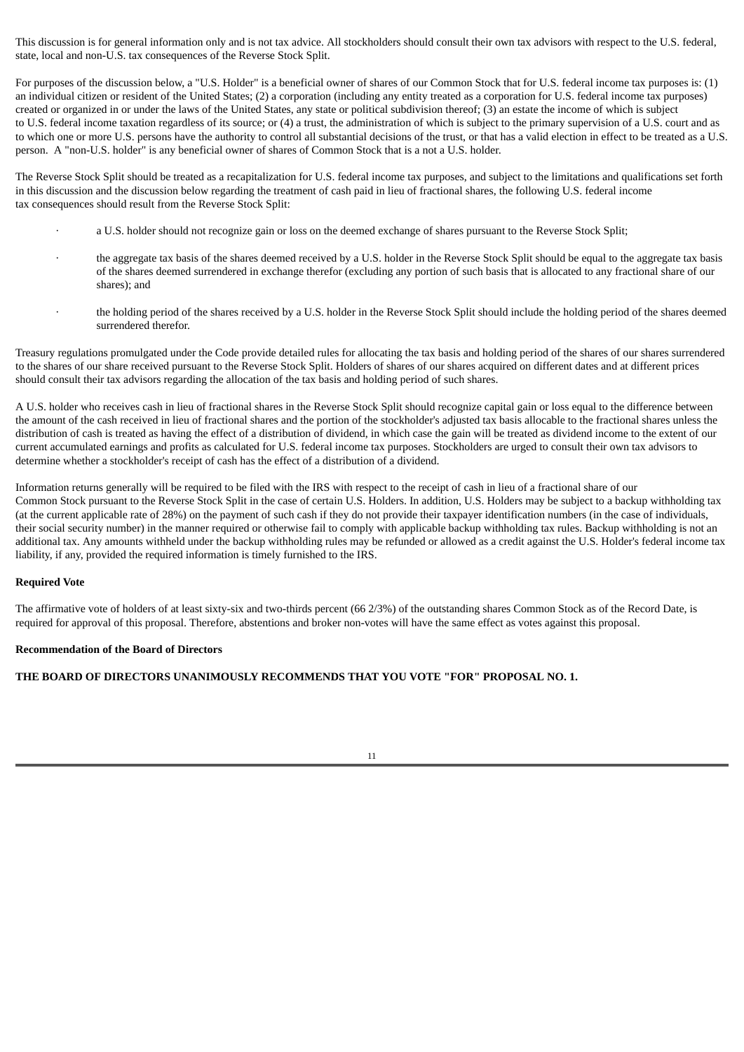This discussion is for general information only and is not tax advice. All stockholders should consult their own tax advisors with respect to the U.S. federal, state, local and non-U.S. tax consequences of the Reverse Stock Split.

For purposes of the discussion below, a "U.S. Holder" is a beneficial owner of shares of our Common Stock that for U.S. federal income tax purposes is: (1) an individual citizen or resident of the United States; (2) a corporation (including any entity treated as a corporation for U.S. federal income tax purposes) created or organized in or under the laws of the United States, any state or political subdivision thereof; (3) an estate the income of which is subject to U.S. federal income taxation regardless of its source; or (4) a trust, the administration of which is subject to the primary supervision of a U.S. court and as to which one or more U.S. persons have the authority to control all substantial decisions of the trust, or that has a valid election in effect to be treated as a U.S. person. A "non-U.S. holder" is any beneficial owner of shares of Common Stock that is a not a U.S. holder.

The Reverse Stock Split should be treated as a recapitalization for U.S. federal income tax purposes, and subject to the limitations and qualifications set forth in this discussion and the discussion below regarding the treatment of cash paid in lieu of fractional shares, the following U.S. federal income tax consequences should result from the Reverse Stock Split:

- a U.S. holder should not recognize gain or loss on the deemed exchange of shares pursuant to the Reverse Stock Split;
- the aggregate tax basis of the shares deemed received by a U.S. holder in the Reverse Stock Split should be equal to the aggregate tax basis of the shares deemed surrendered in exchange therefor (excluding any portion of such basis that is allocated to any fractional share of our shares); and
- the holding period of the shares received by a U.S. holder in the Reverse Stock Split should include the holding period of the shares deemed surrendered therefor.

Treasury regulations promulgated under the Code provide detailed rules for allocating the tax basis and holding period of the shares of our shares surrendered to the shares of our share received pursuant to the Reverse Stock Split. Holders of shares of our shares acquired on different dates and at different prices should consult their tax advisors regarding the allocation of the tax basis and holding period of such shares.

A U.S. holder who receives cash in lieu of fractional shares in the Reverse Stock Split should recognize capital gain or loss equal to the difference between the amount of the cash received in lieu of fractional shares and the portion of the stockholder's adjusted tax basis allocable to the fractional shares unless the distribution of cash is treated as having the effect of a distribution of dividend, in which case the gain will be treated as dividend income to the extent of our current accumulated earnings and profits as calculated for U.S. federal income tax purposes. Stockholders are urged to consult their own tax advisors to determine whether a stockholder's receipt of cash has the effect of a distribution of a dividend.

Information returns generally will be required to be filed with the IRS with respect to the receipt of cash in lieu of a fractional share of our Common Stock pursuant to the Reverse Stock Split in the case of certain U.S. Holders. In addition, U.S. Holders may be subject to a backup withholding tax (at the current applicable rate of 28%) on the payment of such cash if they do not provide their taxpayer identification numbers (in the case of individuals, their social security number) in the manner required or otherwise fail to comply with applicable backup withholding tax rules. Backup withholding is not an additional tax. Any amounts withheld under the backup withholding rules may be refunded or allowed as a credit against the U.S. Holder's federal income tax liability, if any, provided the required information is timely furnished to the IRS.

**Required Vote**

The affirmative vote of holders of at least sixty-six and two-thirds percent (66 2/3%) of the outstanding shares Common Stock as of the Record Date, is required for approval of this proposal. Therefore, abstentions and broker non-votes will have the same effect as votes against this proposal.

**Recommendation of the Board of Directors**

**THE BOARD OF DIRECTORS UNANIMOUSLY RECOMMENDS THAT YOU VOTE "FOR" PROPOSAL NO. 1.**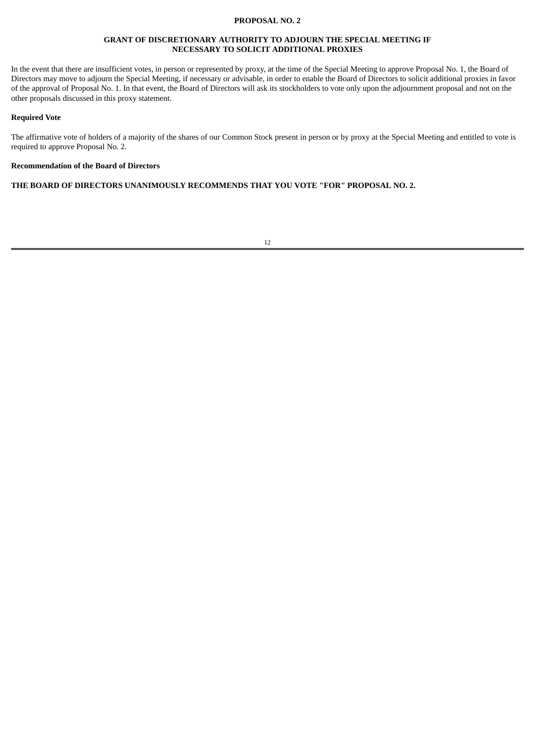## PROPOSAL NO. 2

## GRANT OF DISCRETIONARY AUTHORITY TO ADJOURN THE SPECIAL MEETING IF NECESSARY TO SOLICIT ADDITIONAL PROXIES

In the event that there are insufficient votes, in person or represented by proxy, at the time of the Special Meeting to approve Proposal No. 1, the Board of Directors may move to adjourn the Special Meeting, if necessary or advisable, in order to enable the Board of Directors to solicit additional proxies in favor of the approval of Proposal No. 1. In that event, the Board of Directors will ask its stockholders to vote only upon the adjournment proposal and not on the other proposals discussed in this proxy statement.

**Required Vote**

The affirmative vote of holders of a majority of the shares of our Common Stock present in person or by proxy at the Special Meeting and entitled to vote is required to approve Proposal No. 2.

**Recommendation of the Board of Directors**

**THE BOARD OF DIRECTORS UNANIMOUSLY RECOMMENDS THAT YOU VOTE "FOR" PROPOSAL NO. 2.**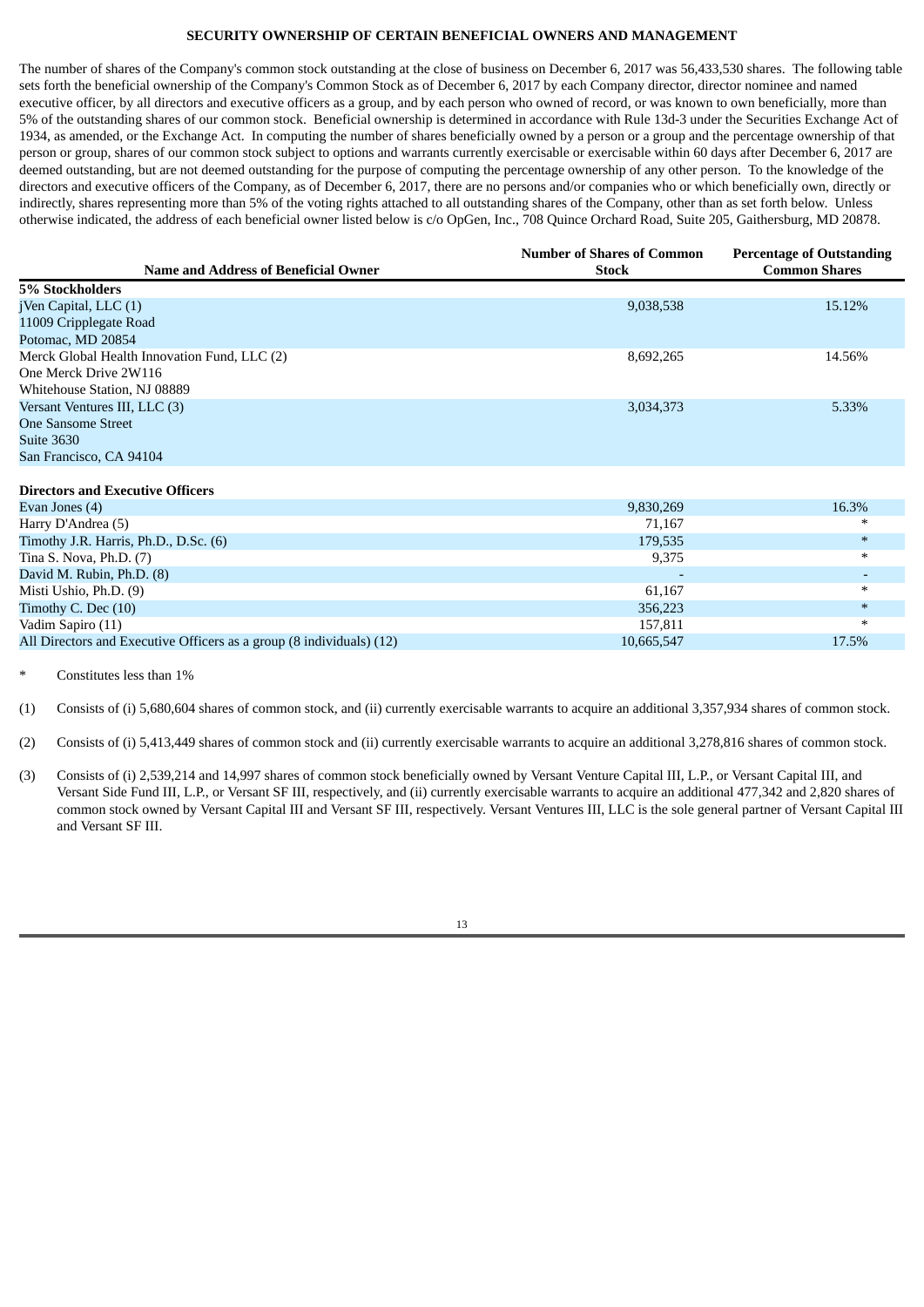## SECURITY OWNERSHIP OF CERTAIN BENEFICIAL OWNERS AND MANAGEMENT

The number of shares of the Company's common stock outstanding at the close of business on December 6, 2017 was 56,433,530 shares. The following table sets forth the beneficial ownership of the Company's Common Stock as of December 6, 2017 by each Company director, director nominee and named executive officer, by all directors and executive officers as a group, and by each person who owned of record, or was known to own beneficially, more than 5% of the outstanding shares of our common stock. Beneficial ownership is determined in accordance with Rule 13d-3 under the Securities Exchange Act of 1934, as amended, or the Exchange Act. In computing the number of shares beneficially owned by a person or a group and the percentage ownership of that person or group, shares of our common stock subject to options and warrants currently exercisable or exercisable within 60 days after December 6, 2017 are deemed outstanding, but are not deemed outstanding for the purpose of computing the percentage ownership of any other person. To the knowledge of the directors and executive officers of the Company, as of December 6, 2017, there are no persons and/or companies who or which beneficially own, directly or indirectly, shares representing more than 5% of the voting rights attached to all outstanding shares of the Company, other than as set forth below. Unless otherwise indicated, the address of each beneficial owner listed below is c/o OpGen, Inc., 708 Quince Orchard Road, Suite 205, Gaithersburg, MD 20878.

| Name and Address of Beneficial Owner | Number of Shares of Common Stock | Percentage of Outstanding Common Shares |
|---|---|---|
| **5% Stockholders** | | |
| jVen Capital, LLC (1)<br>11009 Cripplegate Road<br>Potomac, MD 20854 | 9,038,538 | 15.12% |
| Merck Global Health Innovation Fund, LLC (2)<br>One Merck Drive 2W116<br>Whitehouse Station, NJ 08889 | 8,692,265 | 14.56% |
| Versant Ventures III, LLC (3)<br>One Sansome Street<br>Suite 3630<br>San Francisco, CA 94104 | 3,034,373 | 5.33% |
| **Directors and Executive Officers** | | |
| Evan Jones (4) | 9,830,269 | 16.3% |
| Harry D'Andrea (5) | 71,167 | * |
| Timothy J.R. Harris, Ph.D., D.Sc. (6) | 179,535 | * |
| Tina S. Nova, Ph.D. (7) | 9,375 | * |
| David M. Rubin, Ph.D. (8) | - | - |
| Misti Ushio, Ph.D. (9) | 61,167 | * |
| Timothy C. Dec (10) | 356,223 | * |
| Vadim Sapiro (11) | 157,811 | * |
| All Directors and Executive Officers as a group (8 individuals) (12) | 10,665,547 | 17.5% |

\* Constitutes less than 1%

(1) Consists of (i) 5,680,604 shares of common stock, and (ii) currently exercisable warrants to acquire an additional 3,357,934 shares of common stock.

(2) Consists of (i) 5,413,449 shares of common stock and (ii) currently exercisable warrants to acquire an additional 3,278,816 shares of common stock.

(3) Consists of (i) 2,539,214 and 14,997 shares of common stock beneficially owned by Versant Venture Capital III, L.P., or Versant Capital III, and Versant Side Fund III, L.P., or Versant SF III, respectively, and (ii) currently exercisable warrants to acquire an additional 477,342 and 2,820 shares of common stock owned by Versant Capital III and Versant SF III, respectively. Versant Ventures III, LLC is the sole general partner of Versant Capital III and Versant SF III.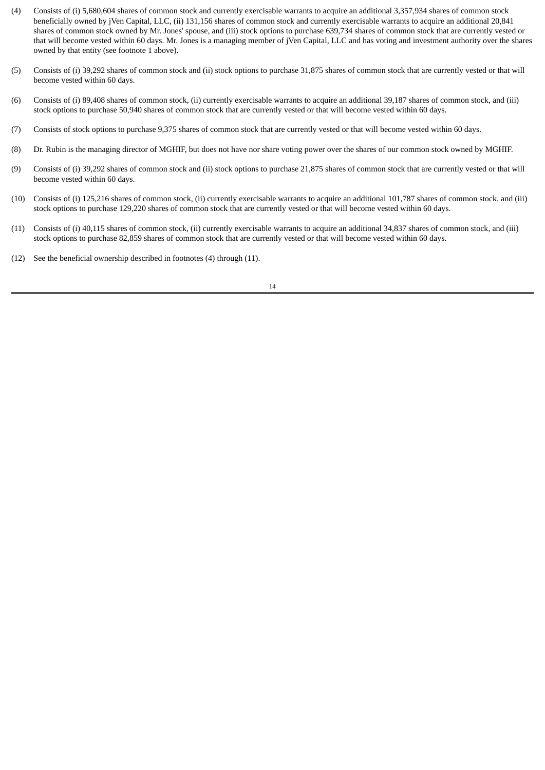(4) Consists of (i) 5,680,604 shares of common stock and currently exercisable warrants to acquire an additional 3,357,934 shares of common stock beneficially owned by jVen Capital, LLC, (ii) 131,156 shares of common stock and currently exercisable warrants to acquire an additional 20,841 shares of common stock owned by Mr. Jones' spouse, and (iii) stock options to purchase 639,734 shares of common stock that are currently vested or that will become vested within 60 days. Mr. Jones is a managing member of jVen Capital, LLC and has voting and investment authority over the shares owned by that entity (see footnote 1 above).

(5) Consists of (i) 39,292 shares of common stock and (ii) stock options to purchase 31,875 shares of common stock that are currently vested or that will become vested within 60 days.

(6) Consists of (i) 89,408 shares of common stock, (ii) currently exercisable warrants to acquire an additional 39,187 shares of common stock, and (iii) stock options to purchase 50,940 shares of common stock that are currently vested or that will become vested within 60 days.

(7) Consists of stock options to purchase 9,375 shares of common stock that are currently vested or that will become vested within 60 days.

(8) Dr. Rubin is the managing director of MGHIF, but does not have nor share voting power over the shares of our common stock owned by MGHIF.

(9) Consists of (i) 39,292 shares of common stock and (ii) stock options to purchase 21,875 shares of common stock that are currently vested or that will become vested within 60 days.

(10) Consists of (i) 125,216 shares of common stock, (ii) currently exercisable warrants to acquire an additional 101,787 shares of common stock, and (iii) stock options to purchase 129,220 shares of common stock that are currently vested or that will become vested within 60 days.

(11) Consists of (i) 40,115 shares of common stock, (ii) currently exercisable warrants to acquire an additional 34,837 shares of common stock, and (iii) stock options to purchase 82,859 shares of common stock that are currently vested or that will become vested within 60 days.

(12) See the beneficial ownership described in footnotes (4) through (11).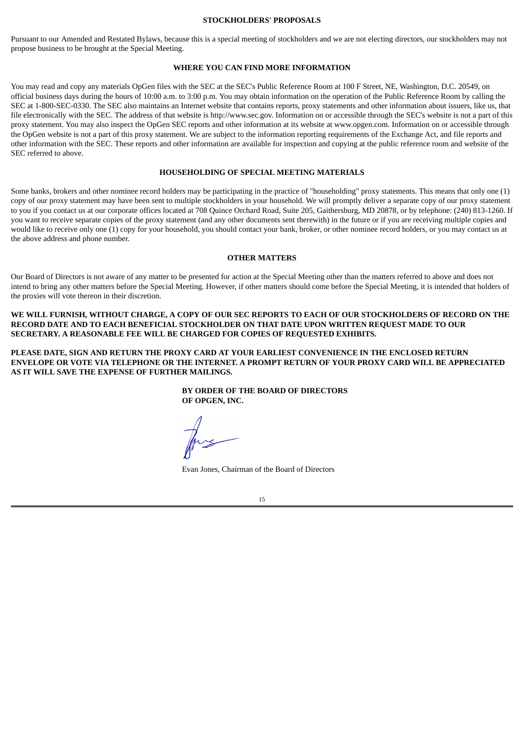## STOCKHOLDERS' PROPOSALS

Pursuant to our Amended and Restated Bylaws, because this is a special meeting of stockholders and we are not electing directors, our stockholders may not propose business to be brought at the Special Meeting.

## WHERE YOU CAN FIND MORE INFORMATION

You may read and copy any materials OpGen files with the SEC at the SEC's Public Reference Room at 100 F Street, NE, Washington, D.C. 20549, on official business days during the hours of 10:00 a.m. to 3:00 p.m. You may obtain information on the operation of the Public Reference Room by calling the SEC at 1-800-SEC-0330. The SEC also maintains an Internet website that contains reports, proxy statements and other information about issuers, like us, that file electronically with the SEC. The address of that website is http://www.sec.gov. Information on or accessible through the SEC's website is not a part of this proxy statement. You may also inspect the OpGen SEC reports and other information at its website at www.opgen.com. Information on or accessible through the OpGen website is not a part of this proxy statement. We are subject to the information reporting requirements of the Exchange Act, and file reports and other information with the SEC. These reports and other information are available for inspection and copying at the public reference room and website of the SEC referred to above.

## HOUSEHOLDING OF SPECIAL MEETING MATERIALS

Some banks, brokers and other nominee record holders may be participating in the practice of "householding" proxy statements. This means that only one (1) copy of our proxy statement may have been sent to multiple stockholders in your household. We will promptly deliver a separate copy of our proxy statement to you if you contact us at our corporate offices located at 708 Quince Orchard Road, Suite 205, Gaithersburg, MD 20878, or by telephone: (240) 813-1260. If you want to receive separate copies of the proxy statement (and any other documents sent therewith) in the future or if you are receiving multiple copies and would like to receive only one (1) copy for your household, you should contact your bank, broker, or other nominee record holders, or you may contact us at the above address and phone number.

## OTHER MATTERS

Our Board of Directors is not aware of any matter to be presented for action at the Special Meeting other than the matters referred to above and does not intend to bring any other matters before the Special Meeting. However, if other matters should come before the Special Meeting, it is intended that holders of the proxies will vote thereon in their discretion.

**WE WILL FURNISH, WITHOUT CHARGE, A COPY OF OUR SEC REPORTS TO EACH OF OUR STOCKHOLDERS OF RECORD ON THE RECORD DATE AND TO EACH BENEFICIAL STOCKHOLDER ON THAT DATE UPON WRITTEN REQUEST MADE TO OUR SECRETARY. A REASONABLE FEE WILL BE CHARGED FOR COPIES OF REQUESTED EXHIBITS.**

**PLEASE DATE, SIGN AND RETURN THE PROXY CARD AT YOUR EARLIEST CONVENIENCE IN THE ENCLOSED RETURN ENVELOPE OR VOTE VIA TELEPHONE OR THE INTERNET. A PROMPT RETURN OF YOUR PROXY CARD WILL BE APPRECIATED AS IT WILL SAVE THE EXPENSE OF FURTHER MAILINGS.**

**BY ORDER OF THE BOARD OF DIRECTORS**
**OF OPGEN, INC.**

Evan Jones, Chairman of the Board of Directors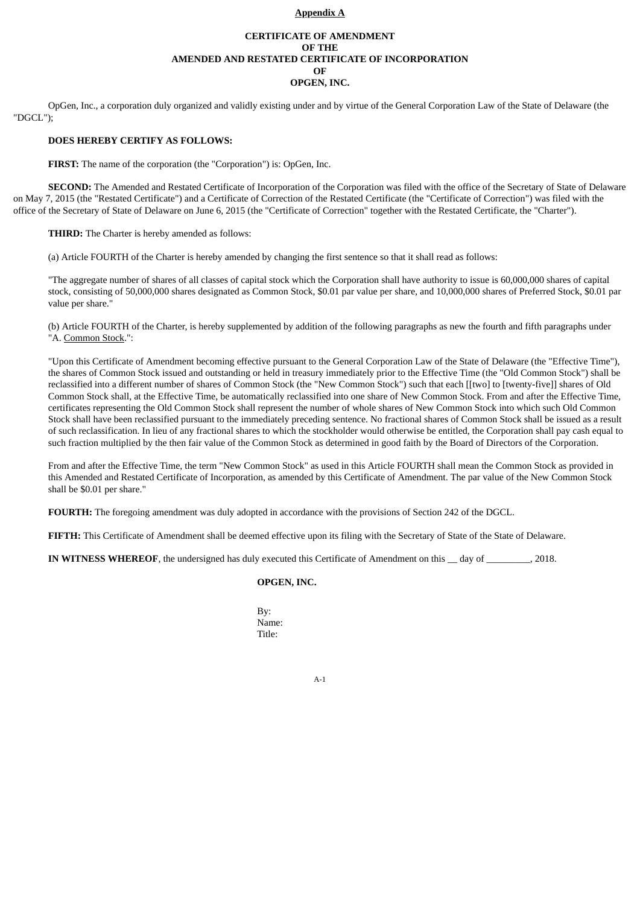**Appendix A**

**CERTIFICATE OF AMENDMENT**
**OF THE**
**AMENDED AND RESTATED CERTIFICATE OF INCORPORATION**
**OF**
**OPGEN, INC.**

OpGen, Inc., a corporation duly organized and validly existing under and by virtue of the General Corporation Law of the State of Delaware (the "DGCL");

**DOES HEREBY CERTIFY AS FOLLOWS:**

**FIRST:** The name of the corporation (the "Corporation") is: OpGen, Inc.

**SECOND:** The Amended and Restated Certificate of Incorporation of the Corporation was filed with the office of the Secretary of State of Delaware on May 7, 2015 (the "Restated Certificate") and a Certificate of Correction of the Restated Certificate (the "Certificate of Correction") was filed with the office of the Secretary of State of Delaware on June 6, 2015 (the "Certificate of Correction" together with the Restated Certificate, the "Charter").

**THIRD:** The Charter is hereby amended as follows:

(a) Article FOURTH of the Charter is hereby amended by changing the first sentence so that it shall read as follows:

"The aggregate number of shares of all classes of capital stock which the Corporation shall have authority to issue is 60,000,000 shares of capital stock, consisting of 50,000,000 shares designated as Common Stock, $0.01 par value per share, and 10,000,000 shares of Preferred Stock, $0.01 par value per share."

(b) Article FOURTH of the Charter, is hereby supplemented by addition of the following paragraphs as new the fourth and fifth paragraphs under "A. Common Stock.":

"Upon this Certificate of Amendment becoming effective pursuant to the General Corporation Law of the State of Delaware (the "Effective Time"), the shares of Common Stock issued and outstanding or held in treasury immediately prior to the Effective Time (the "Old Common Stock") shall be reclassified into a different number of shares of Common Stock (the "New Common Stock") such that each [[two] to [twenty-five]] shares of Old Common Stock shall, at the Effective Time, be automatically reclassified into one share of New Common Stock. From and after the Effective Time, certificates representing the Old Common Stock shall represent the number of whole shares of New Common Stock into which such Old Common Stock shall have been reclassified pursuant to the immediately preceding sentence. No fractional shares of Common Stock shall be issued as a result of such reclassification. In lieu of any fractional shares to which the stockholder would otherwise be entitled, the Corporation shall pay cash equal to such fraction multiplied by the then fair value of the Common Stock as determined in good faith by the Board of Directors of the Corporation.

From and after the Effective Time, the term "New Common Stock" as used in this Article FOURTH shall mean the Common Stock as provided in this Amended and Restated Certificate of Incorporation, as amended by this Certificate of Amendment. The par value of the New Common Stock shall be $0.01 per share."

**FOURTH:** The foregoing amendment was duly adopted in accordance with the provisions of Section 242 of the DGCL.

**FIFTH:** This Certificate of Amendment shall be deemed effective upon its filing with the Secretary of State of the State of Delaware.

**IN WITNESS WHEREOF**, the undersigned has duly executed this Certificate of Amendment on this __ day of _________, 2018.

**OPGEN, INC.**

By:
Name:
Title: